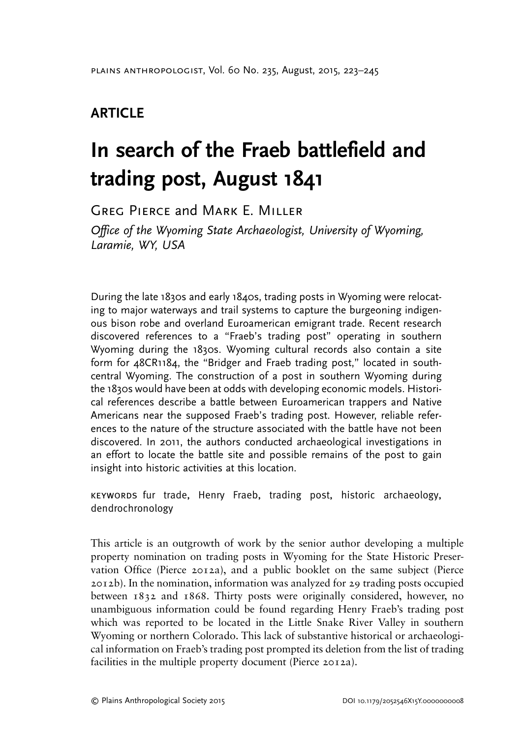**ARTICLE**

# In search of the Fraeb battlefield and trading post, August 1841

Greg Pierce and Mark E. Miller

*Office of the Wyoming State Archaeologist, University of Wyoming, Laramie, WY, USA*

During the late 1830s and early 1840s, trading posts in Wyoming were relocating to major waterways and trail systems to capture the burgeoning indigenous bison robe and overland Euroamerican emigrant trade. Recent research discovered references to a "Fraeb's trading post" operating in southern Wyoming during the 1830s. Wyoming cultural records also contain a site form for 48CR1184, the "Bridger and Fraeb trading post," located in south-central Wyoming. The construction of a post in southern Wyoming during the 1830s would have been at odds with developing economic models. Historical references describe a battle between Euroamerican trappers and Native Americans near the supposed Fraeb's trading post. However, reliable references to the nature of the structure associated with the battle have not been discovered. In 2011, the authors conducted archaeological investigations in an effort to locate the battle site and possible remains of the post to gain insight into historic activities at this location.

KEYWORDS fur trade, Henry Fraeb, trading post, historic archaeology, dendrochronology

This article is an outgrowth of work by the senior author developing a multiple property nomination on trading posts in Wyoming for the State Historic Preservation Office (Pierce 2012a), and a public booklet on the same subject (Pierce 2012b). In the nomination, information was analyzed for 29 trading posts occupied between 1832 and 1868. Thirty posts were originally considered, however, no unambiguous information could be found regarding Henry Fraeb's trading post which was reported to be located in the Little Snake River Valley in southern Wyoming or northern Colorado. This lack of substantive historical or archaeological information on Fraeb's trading post prompted its deletion from the list of trading facilities in the multiple property document (Pierce 2012a).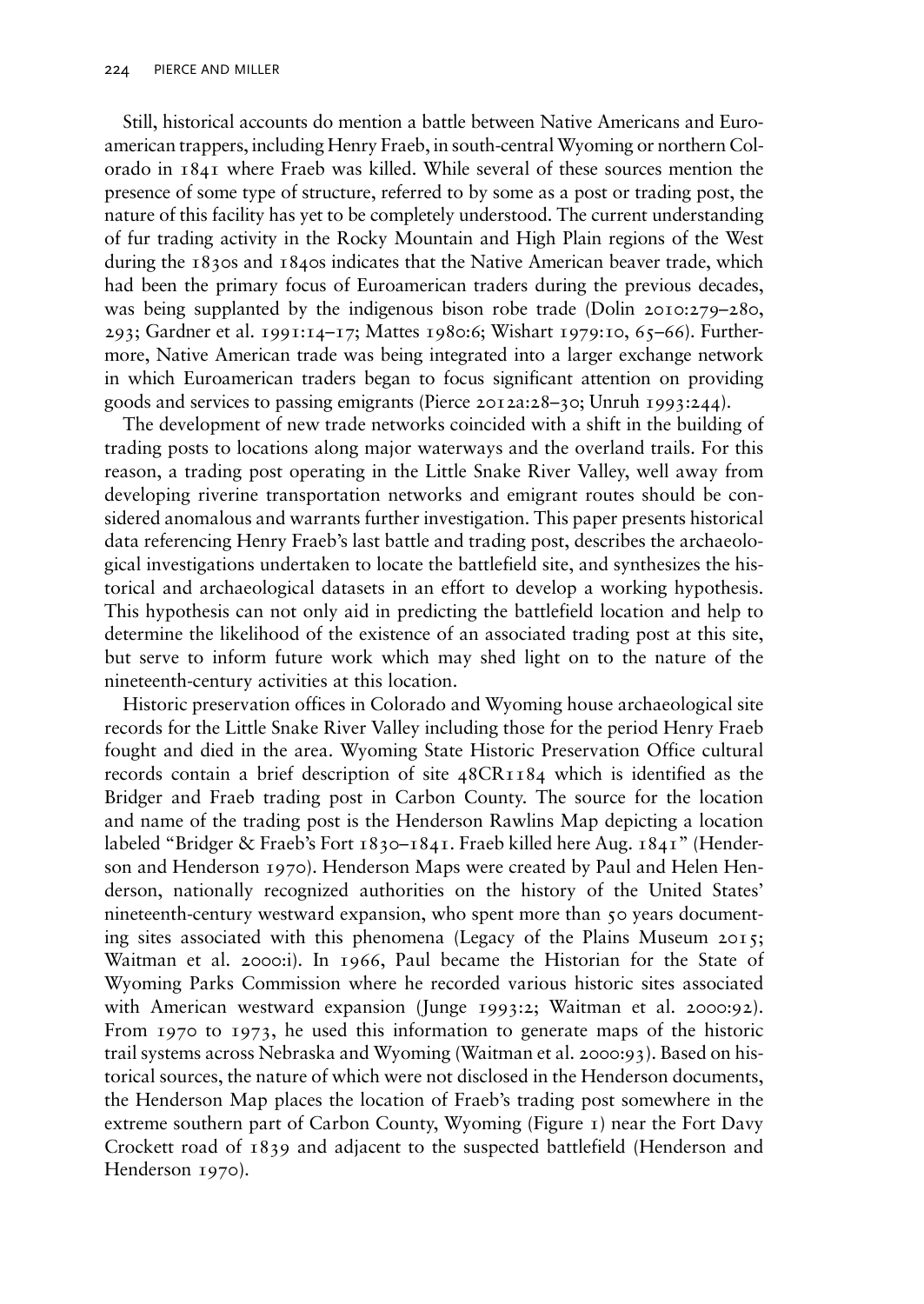Still, historical accounts do mention a battle between Native Americans and Euroamerican trappers, including Henry Fraeb, in south-central Wyoming or northern Colorado in 1841 where Fraeb was killed. While several of these sources mention the presence of some type of structure, referred to by some as a post or trading post, the nature of this facility has yet to be completely understood. The current understanding of fur trading activity in the Rocky Mountain and High Plain regions of the West during the 1830s and 1840s indicates that the Native American beaver trade, which had been the primary focus of Euroamerican traders during the previous decades, was being supplanted by the indigenous bison robe trade (Dolin 2010:279–280, 293; Gardner et al. 1991:14–17; Mattes 1980:6; Wishart 1979:10, 65–66). Furthermore, Native American trade was being integrated into a larger exchange network in which Euroamerican traders began to focus significant attention on providing goods and services to passing emigrants (Pierce 2012a:28–30; Unruh 1993:244).

The development of new trade networks coincided with a shift in the building of trading posts to locations along major waterways and the overland trails. For this reason, a trading post operating in the Little Snake River Valley, well away from developing riverine transportation networks and emigrant routes should be considered anomalous and warrants further investigation. This paper presents historical data referencing Henry Fraeb's last battle and trading post, describes the archaeological investigations undertaken to locate the battlefield site, and synthesizes the historical and archaeological datasets in an effort to develop a working hypothesis. This hypothesis can not only aid in predicting the battlefield location and help to determine the likelihood of the existence of an associated trading post at this site, but serve to inform future work which may shed light on to the nature of the nineteenth-century activities at this location.

Historic preservation offices in Colorado and Wyoming house archaeological site records for the Little Snake River Valley including those for the period Henry Fraeb fought and died in the area. Wyoming State Historic Preservation Office cultural records contain a brief description of site 48CR1184 which is identified as the Bridger and Fraeb trading post in Carbon County. The source for the location and name of the trading post is the Henderson Rawlins Map depicting a location labeled "Bridger & Fraeb's Fort 1830–1841. Fraeb killed here Aug. 1841" (Henderson and Henderson 1970). Henderson Maps were created by Paul and Helen Henderson, nationally recognized authorities on the history of the United States' nineteenth-century westward expansion, who spent more than 50 years documenting sites associated with this phenomena (Legacy of the Plains Museum 2015; Waitman et al. 2000:i). In 1966, Paul became the Historian for the State of Wyoming Parks Commission where he recorded various historic sites associated with American westward expansion (Junge 1993:2; Waitman et al. 2000:92). From 1970 to 1973, he used this information to generate maps of the historic trail systems across Nebraska and Wyoming (Waitman et al. 2000:93). Based on historical sources, the nature of which were not disclosed in the Henderson documents, the Henderson Map places the location of Fraeb's trading post somewhere in the extreme southern part of Carbon County, Wyoming (Figure 1) near the Fort Davy Crockett road of 1839 and adjacent to the suspected battlefield (Henderson and Henderson 1970).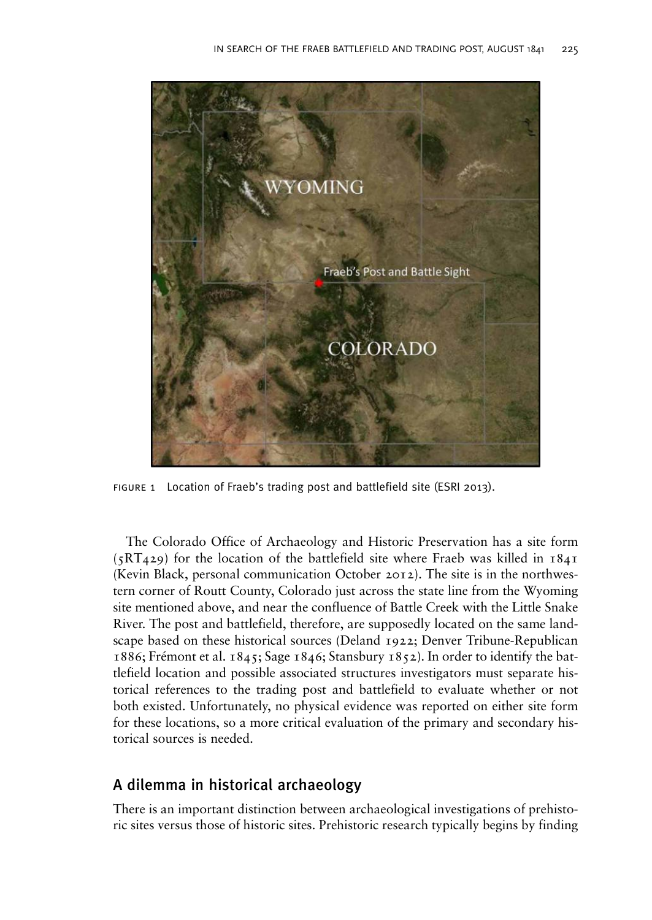FIGURE 1 Location of Fraeb's trading post and battlefield site (ESRI 2013).

The Colorado Office of Archaeology and Historic Preservation has a site form (5RT429) for the location of the battlefield site where Fraeb was killed in 1841 (Kevin Black, personal communication October 2012). The site is in the northwestern corner of Routt County, Colorado just across the state line from the Wyoming site mentioned above, and near the confluence of Battle Creek with the Little Snake River. The post and battlefield, therefore, are supposedly located on the same landscape based on these historical sources (Deland 1922; Denver Tribune-Republican 1886; Frémont et al. 1845; Sage 1846; Stansbury 1852). In order to identify the battlefield location and possible associated structures investigators must separate historical references to the trading post and battlefield to evaluate whether or not both existed. Unfortunately, no physical evidence was reported on either site form for these locations, so a more critical evaluation of the primary and secondary historical sources is needed.

## A dilemma in historical archaeology

There is an important distinction between archaeological investigations of prehistoric sites versus those of historic sites. Prehistoric research typically begins by finding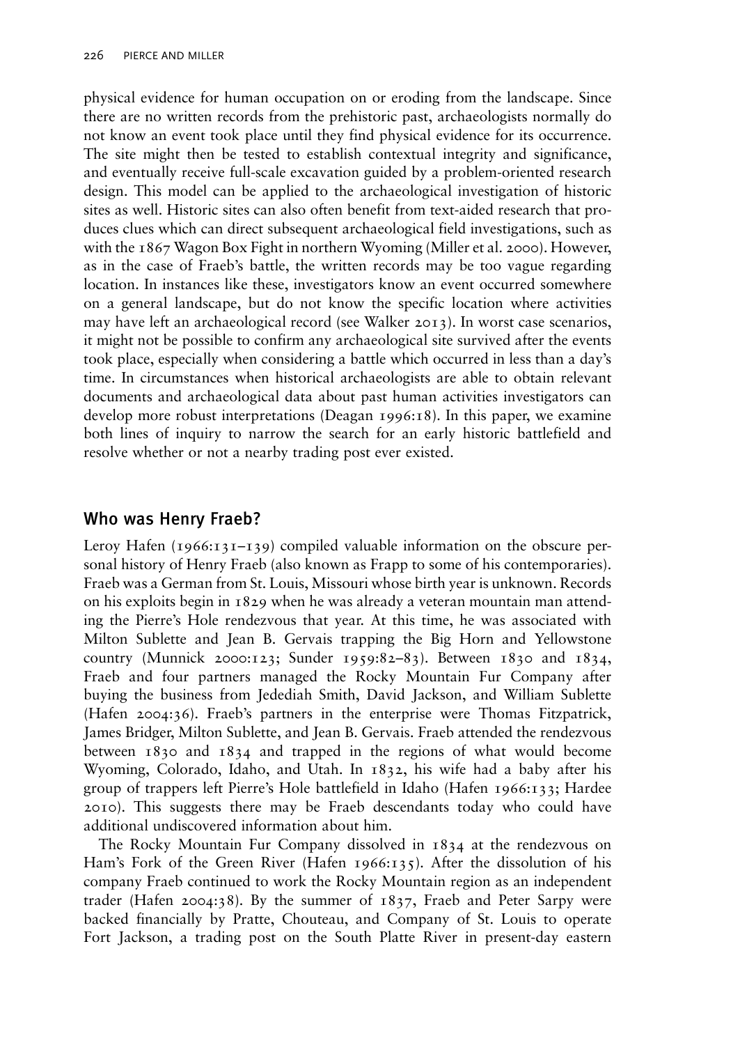physical evidence for human occupation on or eroding from the landscape. Since there are no written records from the prehistoric past, archaeologists normally do not know an event took place until they find physical evidence for its occurrence. The site might then be tested to establish contextual integrity and significance, and eventually receive full-scale excavation guided by a problem-oriented research design. This model can be applied to the archaeological investigation of historic sites as well. Historic sites can also often benefit from text-aided research that produces clues which can direct subsequent archaeological field investigations, such as with the 1867 Wagon Box Fight in northern Wyoming (Miller et al. 2000). However, as in the case of Fraeb's battle, the written records may be too vague regarding location. In instances like these, investigators know an event occurred somewhere on a general landscape, but do not know the specific location where activities may have left an archaeological record (see Walker 2013). In worst case scenarios, it might not be possible to confirm any archaeological site survived after the events took place, especially when considering a battle which occurred in less than a day's time. In circumstances when historical archaeologists are able to obtain relevant documents and archaeological data about past human activities investigators can develop more robust interpretations (Deagan 1996:18). In this paper, we examine both lines of inquiry to narrow the search for an early historic battlefield and resolve whether or not a nearby trading post ever existed.

## Who was Henry Fraeb?

Leroy Hafen (1966:131–139) compiled valuable information on the obscure personal history of Henry Fraeb (also known as Frapp to some of his contemporaries). Fraeb was a German from St. Louis, Missouri whose birth year is unknown. Records on his exploits begin in 1829 when he was already a veteran mountain man attending the Pierre's Hole rendezvous that year. At this time, he was associated with Milton Sublette and Jean B. Gervais trapping the Big Horn and Yellowstone country (Munnick 2000:123; Sunder 1959:82–83). Between 1830 and 1834, Fraeb and four partners managed the Rocky Mountain Fur Company after buying the business from Jedediah Smith, David Jackson, and William Sublette (Hafen 2004:36). Fraeb's partners in the enterprise were Thomas Fitzpatrick, James Bridger, Milton Sublette, and Jean B. Gervais. Fraeb attended the rendezvous between 1830 and 1834 and trapped in the regions of what would become Wyoming, Colorado, Idaho, and Utah. In 1832, his wife had a baby after his group of trappers left Pierre's Hole battlefield in Idaho (Hafen 1966:133; Hardee 2010). This suggests there may be Fraeb descendants today who could have additional undiscovered information about him.

The Rocky Mountain Fur Company dissolved in 1834 at the rendezvous on Ham's Fork of the Green River (Hafen 1966:135). After the dissolution of his company Fraeb continued to work the Rocky Mountain region as an independent trader (Hafen 2004:38). By the summer of 1837, Fraeb and Peter Sarpy were backed financially by Pratte, Chouteau, and Company of St. Louis to operate Fort Jackson, a trading post on the South Platte River in present-day eastern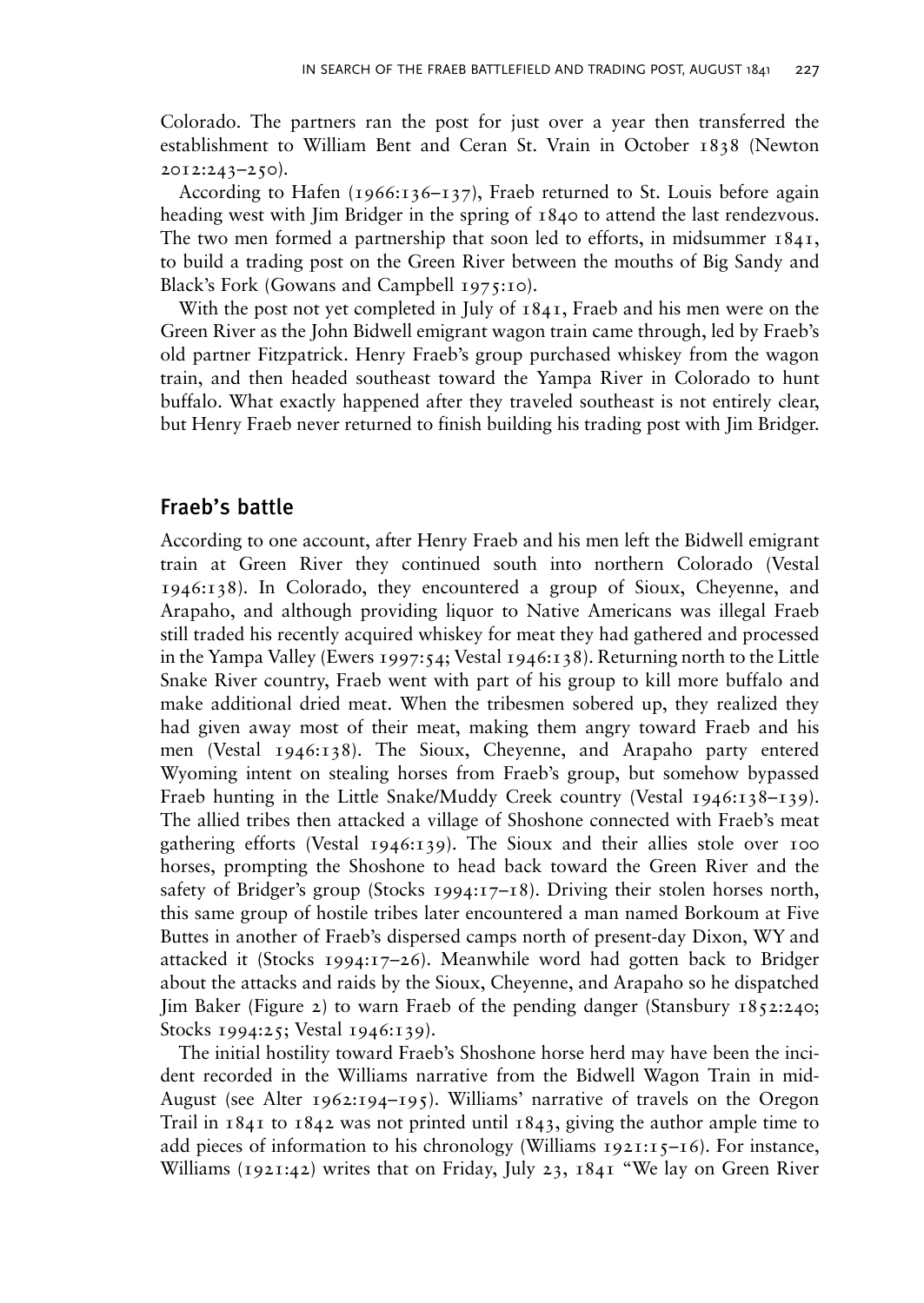Colorado. The partners ran the post for just over a year then transferred the establishment to William Bent and Ceran St. Vrain in October 1838 (Newton 2012:243–250).

According to Hafen (1966:136–137), Fraeb returned to St. Louis before again heading west with Jim Bridger in the spring of 1840 to attend the last rendezvous. The two men formed a partnership that soon led to efforts, in midsummer 1841, to build a trading post on the Green River between the mouths of Big Sandy and Black's Fork (Gowans and Campbell 1975:10).

With the post not yet completed in July of 1841, Fraeb and his men were on the Green River as the John Bidwell emigrant wagon train came through, led by Fraeb's old partner Fitzpatrick. Henry Fraeb's group purchased whiskey from the wagon train, and then headed southeast toward the Yampa River in Colorado to hunt buffalo. What exactly happened after they traveled southeast is not entirely clear, but Henry Fraeb never returned to finish building his trading post with Jim Bridger.

## Fraeb's battle

According to one account, after Henry Fraeb and his men left the Bidwell emigrant train at Green River they continued south into northern Colorado (Vestal 1946:138). In Colorado, they encountered a group of Sioux, Cheyenne, and Arapaho, and although providing liquor to Native Americans was illegal Fraeb still traded his recently acquired whiskey for meat they had gathered and processed in the Yampa Valley (Ewers 1997:54; Vestal 1946:138). Returning north to the Little Snake River country, Fraeb went with part of his group to kill more buffalo and make additional dried meat. When the tribesmen sobered up, they realized they had given away most of their meat, making them angry toward Fraeb and his men (Vestal 1946:138). The Sioux, Cheyenne, and Arapaho party entered Wyoming intent on stealing horses from Fraeb's group, but somehow bypassed Fraeb hunting in the Little Snake/Muddy Creek country (Vestal 1946:138–139). The allied tribes then attacked a village of Shoshone connected with Fraeb's meat gathering efforts (Vestal 1946:139). The Sioux and their allies stole over 100 horses, prompting the Shoshone to head back toward the Green River and the safety of Bridger's group (Stocks 1994:17–18). Driving their stolen horses north, this same group of hostile tribes later encountered a man named Borkoum at Five Buttes in another of Fraeb's dispersed camps north of present-day Dixon, WY and attacked it (Stocks 1994:17–26). Meanwhile word had gotten back to Bridger about the attacks and raids by the Sioux, Cheyenne, and Arapaho so he dispatched Jim Baker (Figure 2) to warn Fraeb of the pending danger (Stansbury 1852:240; Stocks 1994:25; Vestal 1946:139).

The initial hostility toward Fraeb's Shoshone horse herd may have been the incident recorded in the Williams narrative from the Bidwell Wagon Train in mid-August (see Alter 1962:194–195). Williams' narrative of travels on the Oregon Trail in 1841 to 1842 was not printed until 1843, giving the author ample time to add pieces of information to his chronology (Williams 1921:15–16). For instance, Williams (1921:42) writes that on Friday, July 23, 1841 "We lay on Green River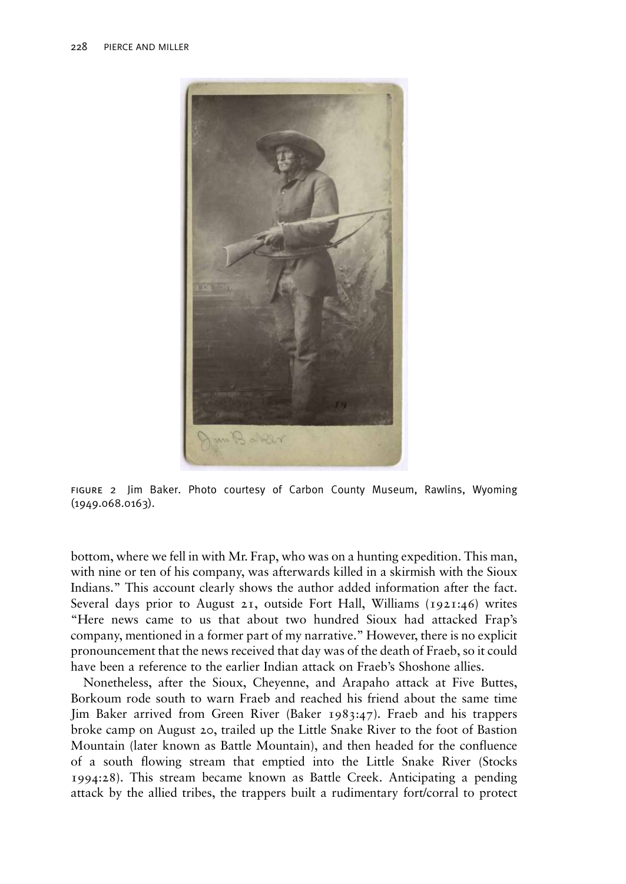FIGURE 2 Jim Baker. Photo courtesy of Carbon County Museum, Rawlins, Wyoming (1949.068.0163).

bottom, where we fell in with Mr. Frap, who was on a hunting expedition. This man, with nine or ten of his company, was afterwards killed in a skirmish with the Sioux Indians." This account clearly shows the author added information after the fact. Several days prior to August 21, outside Fort Hall, Williams (1921:46) writes "Here news came to us that about two hundred Sioux had attacked Frap's company, mentioned in a former part of my narrative." However, there is no explicit pronouncement that the news received that day was of the death of Fraeb, so it could have been a reference to the earlier Indian attack on Fraeb's Shoshone allies.

Nonetheless, after the Sioux, Cheyenne, and Arapaho attack at Five Buttes, Borkoum rode south to warn Fraeb and reached his friend about the same time Jim Baker arrived from Green River (Baker 1983:47). Fraeb and his trappers broke camp on August 20, trailed up the Little Snake River to the foot of Bastion Mountain (later known as Battle Mountain), and then headed for the confluence of a south flowing stream that emptied into the Little Snake River (Stocks 1994:28). This stream became known as Battle Creek. Anticipating a pending attack by the allied tribes, the trappers built a rudimentary fort/corral to protect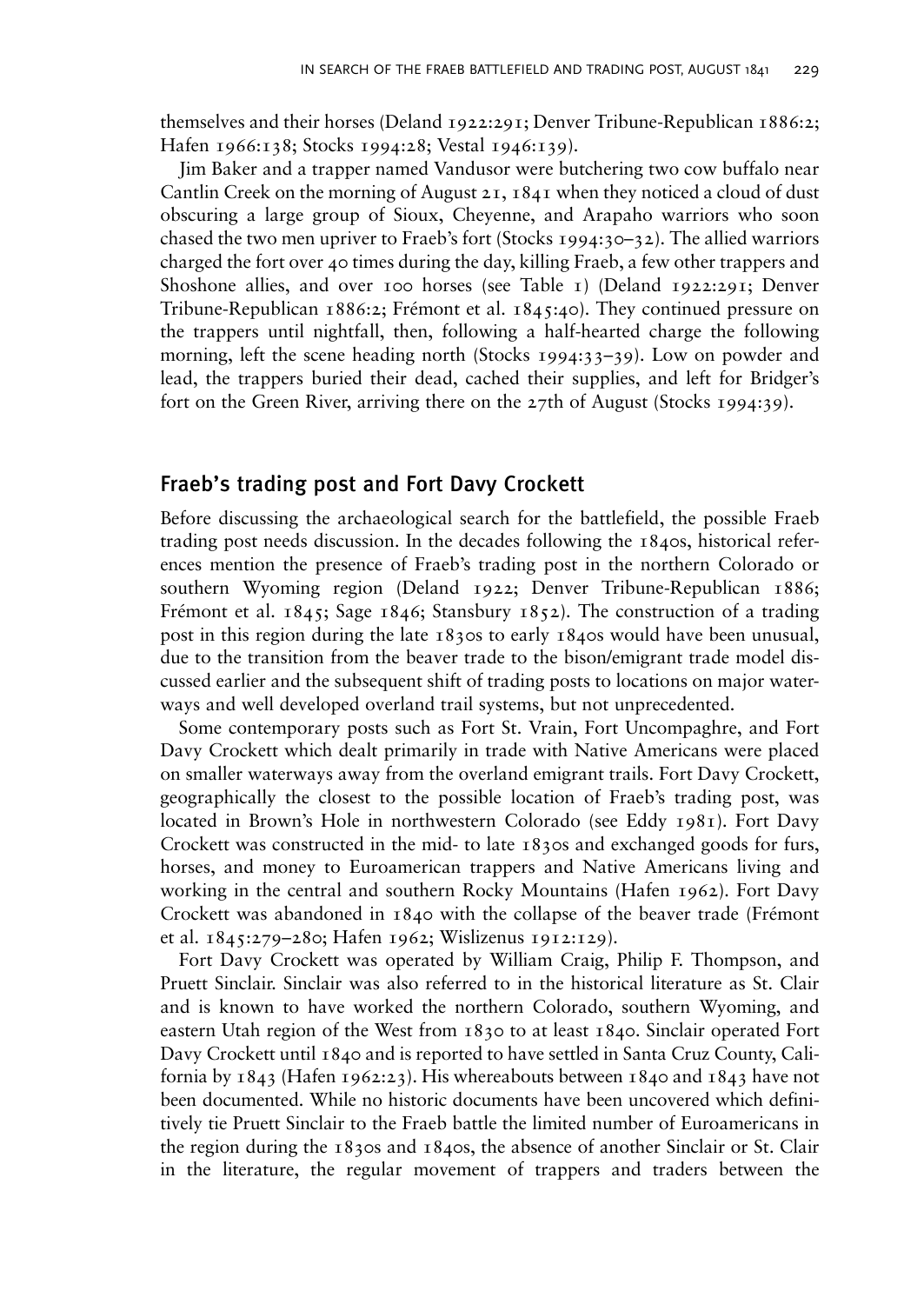themselves and their horses (Deland 1922:291; Denver Tribune-Republican 1886:2; Hafen 1966:138; Stocks 1994:28; Vestal 1946:139).

Jim Baker and a trapper named Vandusor were butchering two cow buffalo near Cantlin Creek on the morning of August 21, 1841 when they noticed a cloud of dust obscuring a large group of Sioux, Cheyenne, and Arapaho warriors who soon chased the two men upriver to Fraeb's fort (Stocks 1994:30–32). The allied warriors charged the fort over 40 times during the day, killing Fraeb, a few other trappers and Shoshone allies, and over 100 horses (see Table 1) (Deland 1922:291; Denver Tribune-Republican 1886:2; Frémont et al. 1845:40). They continued pressure on the trappers until nightfall, then, following a half-hearted charge the following morning, left the scene heading north (Stocks 1994:33–39). Low on powder and lead, the trappers buried their dead, cached their supplies, and left for Bridger's fort on the Green River, arriving there on the 27th of August (Stocks 1994:39).

## Fraeb's trading post and Fort Davy Crockett

Before discussing the archaeological search for the battlefield, the possible Fraeb trading post needs discussion. In the decades following the 1840s, historical references mention the presence of Fraeb's trading post in the northern Colorado or southern Wyoming region (Deland 1922; Denver Tribune-Republican 1886; Frémont et al. 1845; Sage 1846; Stansbury 1852). The construction of a trading post in this region during the late 1830s to early 1840s would have been unusual, due to the transition from the beaver trade to the bison/emigrant trade model discussed earlier and the subsequent shift of trading posts to locations on major waterways and well developed overland trail systems, but not unprecedented.

Some contemporary posts such as Fort St. Vrain, Fort Uncompaghre, and Fort Davy Crockett which dealt primarily in trade with Native Americans were placed on smaller waterways away from the overland emigrant trails. Fort Davy Crockett, geographically the closest to the possible location of Fraeb's trading post, was located in Brown's Hole in northwestern Colorado (see Eddy 1981). Fort Davy Crockett was constructed in the mid- to late 1830s and exchanged goods for furs, horses, and money to Euroamerican trappers and Native Americans living and working in the central and southern Rocky Mountains (Hafen 1962). Fort Davy Crockett was abandoned in 1840 with the collapse of the beaver trade (Frémont et al. 1845:279–280; Hafen 1962; Wislizenus 1912:129).

Fort Davy Crockett was operated by William Craig, Philip F. Thompson, and Pruett Sinclair. Sinclair was also referred to in the historical literature as St. Clair and is known to have worked the northern Colorado, southern Wyoming, and eastern Utah region of the West from 1830 to at least 1840. Sinclair operated Fort Davy Crockett until 1840 and is reported to have settled in Santa Cruz County, California by 1843 (Hafen 1962:23). His whereabouts between 1840 and 1843 have not been documented. While no historic documents have been uncovered which definitively tie Pruett Sinclair to the Fraeb battle the limited number of Euroamericans in the region during the 1830s and 1840s, the absence of another Sinclair or St. Clair in the literature, the regular movement of trappers and traders between the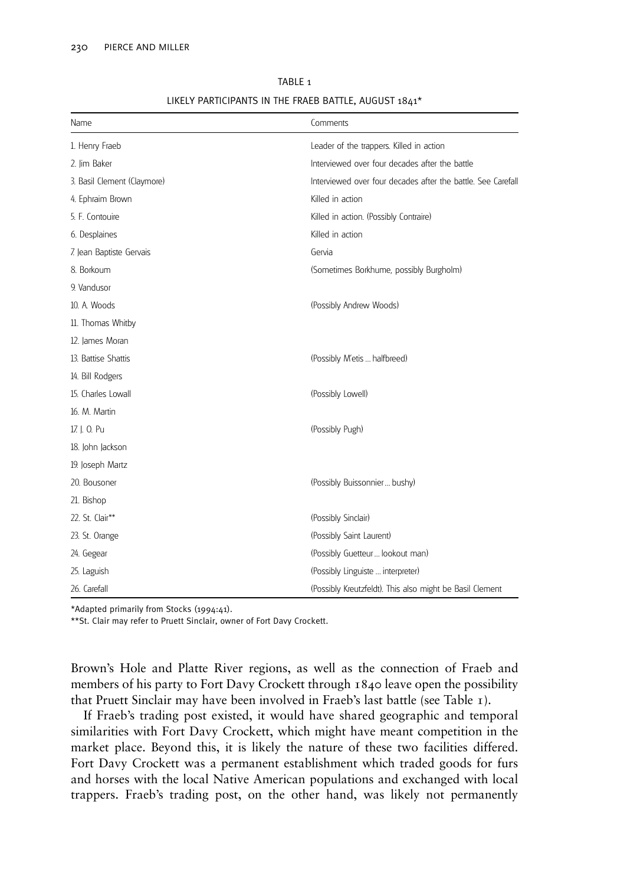TABLE 1

LIKELY PARTICIPANTS IN THE FRAEB BATTLE, AUGUST 1841*

| Name | Comments |
|---|---|
| 1. Henry Fraeb | Leader of the trappers. Killed in action |
| 2. Jim Baker | Interviewed over four decades after the battle |
| 3. Basil Clement (Claymore) | Interviewed over four decades after the battle. See Carefall |
| 4. Ephraim Brown | Killed in action |
| 5. F. Contouire | Killed in action. (Possibly Contraire) |
| 6. Desplaines | Killed in action |
| 7. Jean Baptiste Gervais | Gervia |
| 8. Borkoum | (Sometimes Borkhume, possibly Burgholm) |
| 9. Vandusor | |
| 10. A. Woods | (Possibly Andrew Woods) |
| 11. Thomas Whitby | |
| 12. James Moran | |
| 13. Battise Shattis | (Possibly M'etis ... halfbreed) |
| 14. Bill Rodgers | |
| 15. Charles Lowall | (Possibly Lowell) |
| 16. M. Martin | |
| 17. J. O. Pu | (Possibly Pugh) |
| 18. John Jackson | |
| 19. Joseph Martz | |
| 20. Bousoner | (Possibly Buissonnier ... bushy) |
| 21. Bishop | |
| 22. St. Clair** | (Possibly Sinclair) |
| 23. St. Orange | (Possibly Saint Laurent) |
| 24. Gegear | (Possibly Guetteur ... lookout man) |
| 25. Laguish | (Possibly Linguiste ... interpreter) |
| 26. Carefall | (Possibly Kreutzfeldt). This also might be Basil Clement |

*Adapted primarily from Stocks (1994:41).

**St. Clair may refer to Pruett Sinclair, owner of Fort Davy Crockett.

Brown's Hole and Platte River regions, as well as the connection of Fraeb and members of his party to Fort Davy Crockett through 1840 leave open the possibility that Pruett Sinclair may have been involved in Fraeb's last battle (see Table 1).

If Fraeb's trading post existed, it would have shared geographic and temporal similarities with Fort Davy Crockett, which might have meant competition in the market place. Beyond this, it is likely the nature of these two facilities differed. Fort Davy Crockett was a permanent establishment which traded goods for furs and horses with the local Native American populations and exchanged with local trappers. Fraeb's trading post, on the other hand, was likely not permanently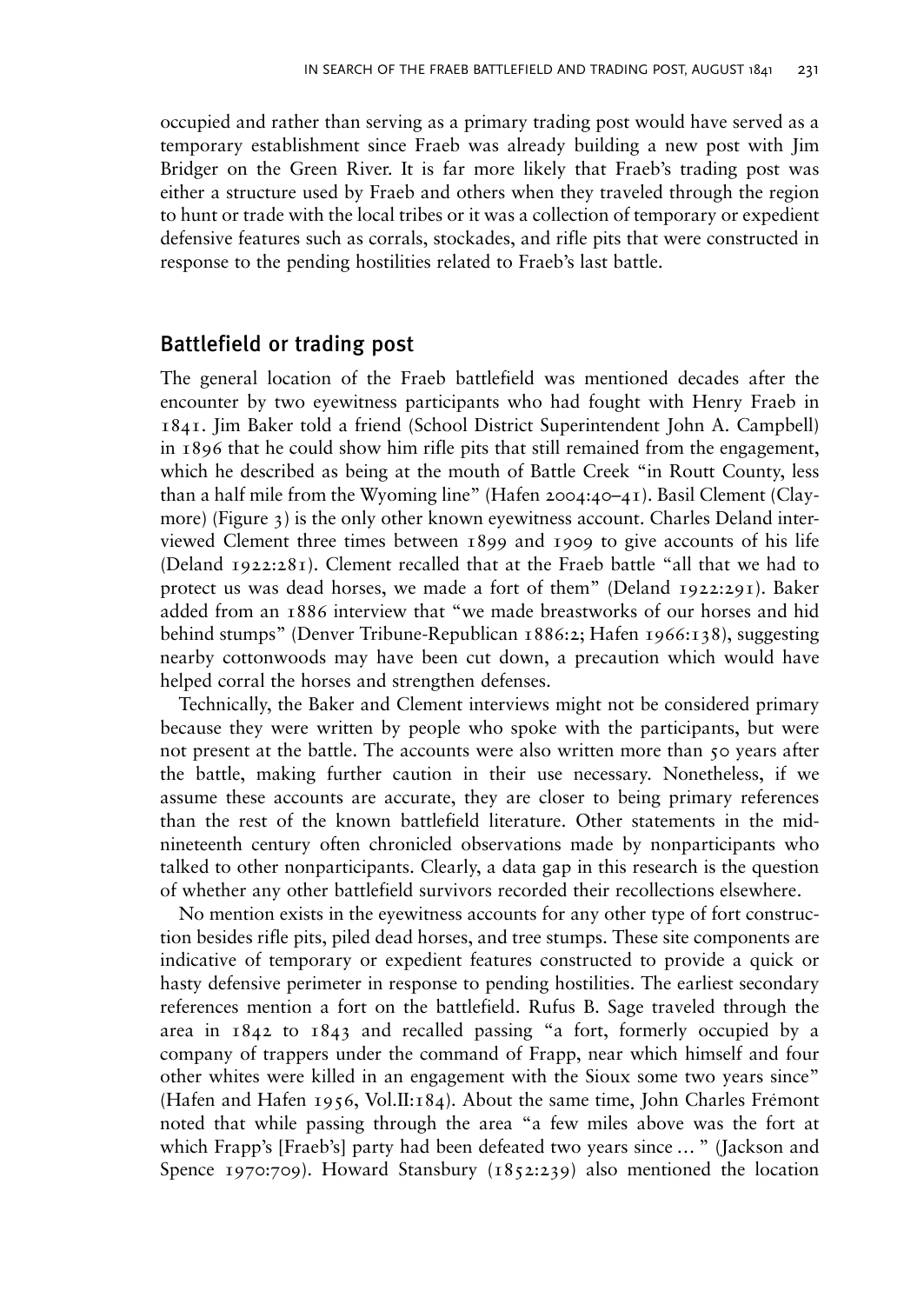occupied and rather than serving as a primary trading post would have served as a temporary establishment since Fraeb was already building a new post with Jim Bridger on the Green River. It is far more likely that Fraeb's trading post was either a structure used by Fraeb and others when they traveled through the region to hunt or trade with the local tribes or it was a collection of temporary or expedient defensive features such as corrals, stockades, and rifle pits that were constructed in response to the pending hostilities related to Fraeb's last battle.

## Battlefield or trading post

The general location of the Fraeb battlefield was mentioned decades after the encounter by two eyewitness participants who had fought with Henry Fraeb in 1841. Jim Baker told a friend (School District Superintendent John A. Campbell) in 1896 that he could show him rifle pits that still remained from the engagement, which he described as being at the mouth of Battle Creek "in Routt County, less than a half mile from the Wyoming line" (Hafen 2004:40–41). Basil Clement (Claymore) (Figure 3) is the only other known eyewitness account. Charles Deland interviewed Clement three times between 1899 and 1909 to give accounts of his life (Deland 1922:281). Clement recalled that at the Fraeb battle "all that we had to protect us was dead horses, we made a fort of them" (Deland 1922:291). Baker added from an 1886 interview that "we made breastworks of our horses and hid behind stumps" (Denver Tribune-Republican 1886:2; Hafen 1966:138), suggesting nearby cottonwoods may have been cut down, a precaution which would have helped corral the horses and strengthen defenses.

Technically, the Baker and Clement interviews might not be considered primary because they were written by people who spoke with the participants, but were not present at the battle. The accounts were also written more than 50 years after the battle, making further caution in their use necessary. Nonetheless, if we assume these accounts are accurate, they are closer to being primary references than the rest of the known battlefield literature. Other statements in the mid-nineteenth century often chronicled observations made by nonparticipants who talked to other nonparticipants. Clearly, a data gap in this research is the question of whether any other battlefield survivors recorded their recollections elsewhere.

No mention exists in the eyewitness accounts for any other type of fort construction besides rifle pits, piled dead horses, and tree stumps. These site components are indicative of temporary or expedient features constructed to provide a quick or hasty defensive perimeter in response to pending hostilities. The earliest secondary references mention a fort on the battlefield. Rufus B. Sage traveled through the area in 1842 to 1843 and recalled passing "a fort, formerly occupied by a company of trappers under the command of Frapp, near which himself and four other whites were killed in an engagement with the Sioux some two years since" (Hafen and Hafen 1956, Vol.II:184). About the same time, John Charles Frémont noted that while passing through the area "a few miles above was the fort at which Frapp's [Fraeb's] party had been defeated two years since … " (Jackson and Spence 1970:709). Howard Stansbury (1852:239) also mentioned the location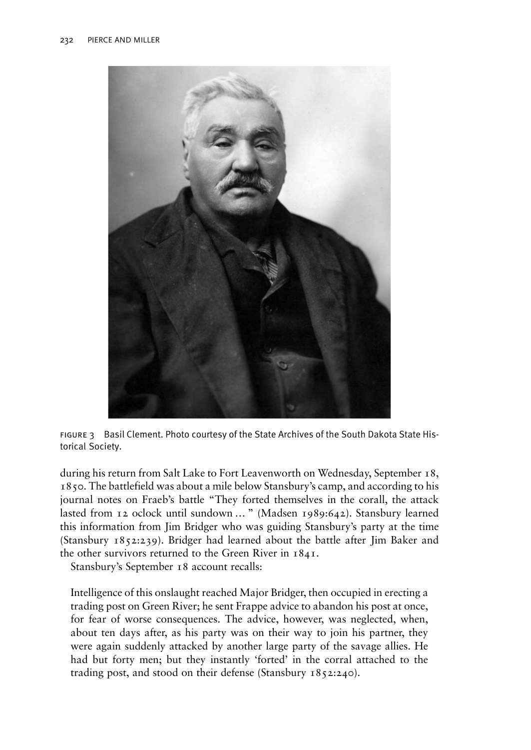FIGURE 3 Basil Clement. Photo courtesy of the State Archives of the South Dakota State Historical Society.

during his return from Salt Lake to Fort Leavenworth on Wednesday, September 18, 1850. The battlefield was about a mile below Stansbury's camp, and according to his journal notes on Fraeb's battle "They forted themselves in the corall, the attack lasted from 12 oclock until sundown ... " (Madsen 1989:642). Stansbury learned this information from Jim Bridger who was guiding Stansbury's party at the time (Stansbury 1852:239). Bridger had learned about the battle after Jim Baker and the other survivors returned to the Green River in 1841.

Stansbury's September 18 account recalls:

> Intelligence of this onslaught reached Major Bridger, then occupied in erecting a trading post on Green River; he sent Frappe advice to abandon his post at once, for fear of worse consequences. The advice, however, was neglected, when, about ten days after, as his party was on their way to join his partner, they were again suddenly attacked by another large party of the savage allies. He had but forty men; but they instantly 'forted' in the corral attached to the trading post, and stood on their defense (Stansbury 1852:240).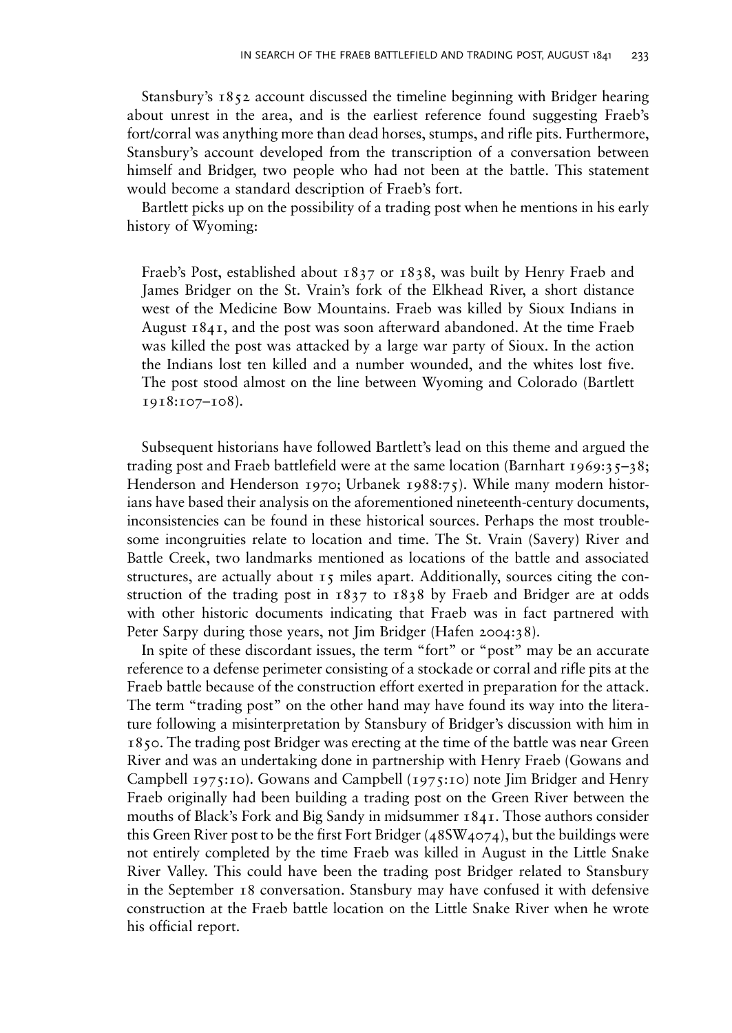Stansbury's 1852 account discussed the timeline beginning with Bridger hearing about unrest in the area, and is the earliest reference found suggesting Fraeb's fort/corral was anything more than dead horses, stumps, and rifle pits. Furthermore, Stansbury's account developed from the transcription of a conversation between himself and Bridger, two people who had not been at the battle. This statement would become a standard description of Fraeb's fort.

Bartlett picks up on the possibility of a trading post when he mentions in his early history of Wyoming:

> Fraeb's Post, established about 1837 or 1838, was built by Henry Fraeb and James Bridger on the St. Vrain's fork of the Elkhead River, a short distance west of the Medicine Bow Mountains. Fraeb was killed by Sioux Indians in August 1841, and the post was soon afterward abandoned. At the time Fraeb was killed the post was attacked by a large war party of Sioux. In the action the Indians lost ten killed and a number wounded, and the whites lost five. The post stood almost on the line between Wyoming and Colorado (Bartlett 1918:107–108).

Subsequent historians have followed Bartlett's lead on this theme and argued the trading post and Fraeb battlefield were at the same location (Barnhart 1969:35–38; Henderson and Henderson 1970; Urbanek 1988:75). While many modern historians have based their analysis on the aforementioned nineteenth-century documents, inconsistencies can be found in these historical sources. Perhaps the most troublesome incongruities relate to location and time. The St. Vrain (Savery) River and Battle Creek, two landmarks mentioned as locations of the battle and associated structures, are actually about 15 miles apart. Additionally, sources citing the construction of the trading post in 1837 to 1838 by Fraeb and Bridger are at odds with other historic documents indicating that Fraeb was in fact partnered with Peter Sarpy during those years, not Jim Bridger (Hafen 2004:38).

In spite of these discordant issues, the term "fort" or "post" may be an accurate reference to a defense perimeter consisting of a stockade or corral and rifle pits at the Fraeb battle because of the construction effort exerted in preparation for the attack. The term "trading post" on the other hand may have found its way into the literature following a misinterpretation by Stansbury of Bridger's discussion with him in 1850. The trading post Bridger was erecting at the time of the battle was near Green River and was an undertaking done in partnership with Henry Fraeb (Gowans and Campbell 1975:10). Gowans and Campbell (1975:10) note Jim Bridger and Henry Fraeb originally had been building a trading post on the Green River between the mouths of Black's Fork and Big Sandy in midsummer 1841. Those authors consider this Green River post to be the first Fort Bridger (48SW4074), but the buildings were not entirely completed by the time Fraeb was killed in August in the Little Snake River Valley. This could have been the trading post Bridger related to Stansbury in the September 18 conversation. Stansbury may have confused it with defensive construction at the Fraeb battle location on the Little Snake River when he wrote his official report.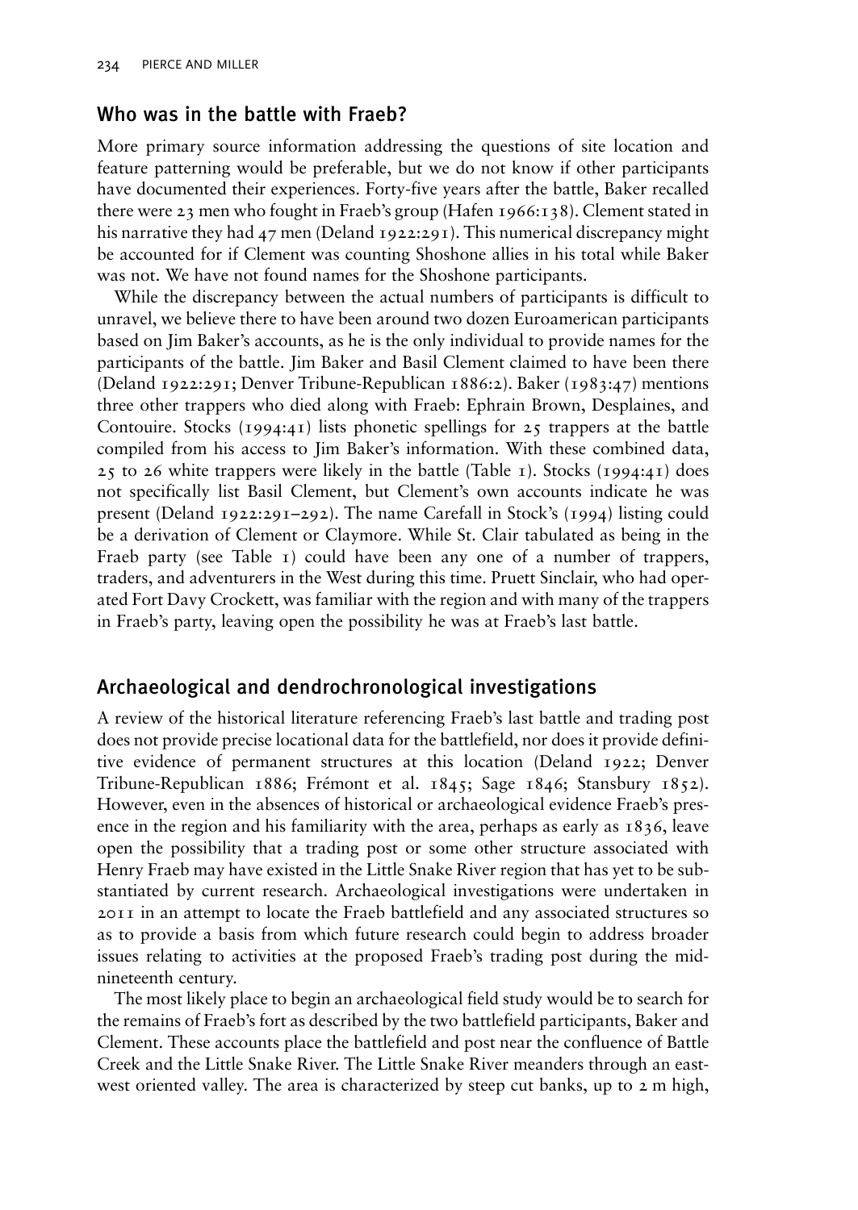## Who was in the battle with Fraeb?

More primary source information addressing the questions of site location and feature patterning would be preferable, but we do not know if other participants have documented their experiences. Forty-five years after the battle, Baker recalled there were 23 men who fought in Fraeb's group (Hafen 1966:138). Clement stated in his narrative they had 47 men (Deland 1922:291). This numerical discrepancy might be accounted for if Clement was counting Shoshone allies in his total while Baker was not. We have not found names for the Shoshone participants.

While the discrepancy between the actual numbers of participants is difficult to unravel, we believe there to have been around two dozen Euroamerican participants based on Jim Baker's accounts, as he is the only individual to provide names for the participants of the battle. Jim Baker and Basil Clement claimed to have been there (Deland 1922:291; Denver Tribune-Republican 1886:2). Baker (1983:47) mentions three other trappers who died along with Fraeb: Ephrain Brown, Desplaines, and Contouire. Stocks (1994:41) lists phonetic spellings for 25 trappers at the battle compiled from his access to Jim Baker's information. With these combined data, 25 to 26 white trappers were likely in the battle (Table 1). Stocks (1994:41) does not specifically list Basil Clement, but Clement's own accounts indicate he was present (Deland 1922:291–292). The name Carefall in Stock's (1994) listing could be a derivation of Clement or Claymore. While St. Clair tabulated as being in the Fraeb party (see Table 1) could have been any one of a number of trappers, traders, and adventurers in the West during this time. Pruett Sinclair, who had operated Fort Davy Crockett, was familiar with the region and with many of the trappers in Fraeb's party, leaving open the possibility he was at Fraeb's last battle.

## Archaeological and dendrochronological investigations

A review of the historical literature referencing Fraeb's last battle and trading post does not provide precise locational data for the battlefield, nor does it provide definitive evidence of permanent structures at this location (Deland 1922; Denver Tribune-Republican 1886; Frémont et al. 1845; Sage 1846; Stansbury 1852). However, even in the absences of historical or archaeological evidence Fraeb's presence in the region and his familiarity with the area, perhaps as early as 1836, leave open the possibility that a trading post or some other structure associated with Henry Fraeb may have existed in the Little Snake River region that has yet to be substantiated by current research. Archaeological investigations were undertaken in 2011 in an attempt to locate the Fraeb battlefield and any associated structures so as to provide a basis from which future research could begin to address broader issues relating to activities at the proposed Fraeb's trading post during the mid-nineteenth century.

The most likely place to begin an archaeological field study would be to search for the remains of Fraeb's fort as described by the two battlefield participants, Baker and Clement. These accounts place the battlefield and post near the confluence of Battle Creek and the Little Snake River. The Little Snake River meanders through an east-west oriented valley. The area is characterized by steep cut banks, up to 2 m high,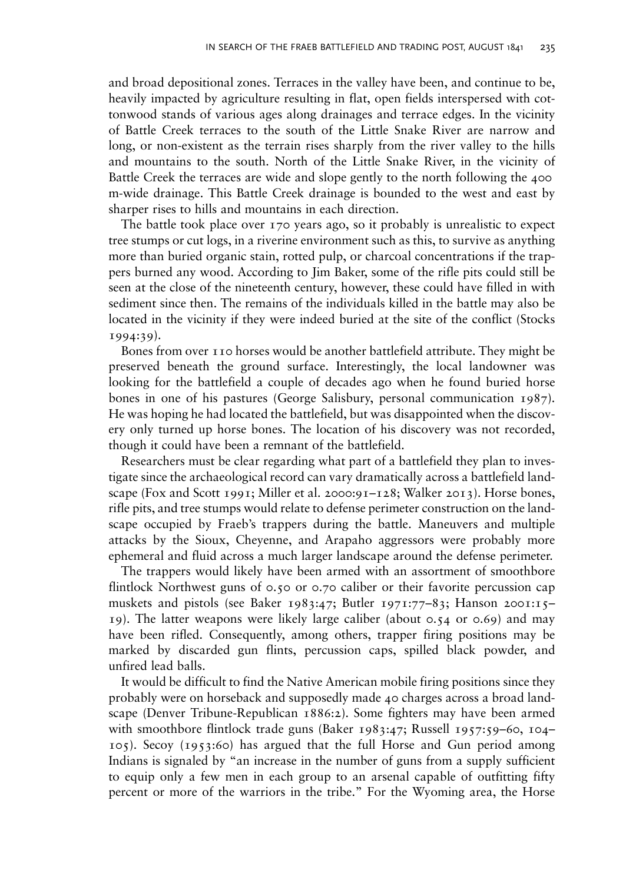and broad depositional zones. Terraces in the valley have been, and continue to be, heavily impacted by agriculture resulting in flat, open fields interspersed with cottonwood stands of various ages along drainages and terrace edges. In the vicinity of Battle Creek terraces to the south of the Little Snake River are narrow and long, or non-existent as the terrain rises sharply from the river valley to the hills and mountains to the south. North of the Little Snake River, in the vicinity of Battle Creek the terraces are wide and slope gently to the north following the 400 m-wide drainage. This Battle Creek drainage is bounded to the west and east by sharper rises to hills and mountains in each direction.

The battle took place over 170 years ago, so it probably is unrealistic to expect tree stumps or cut logs, in a riverine environment such as this, to survive as anything more than buried organic stain, rotted pulp, or charcoal concentrations if the trappers burned any wood. According to Jim Baker, some of the rifle pits could still be seen at the close of the nineteenth century, however, these could have filled in with sediment since then. The remains of the individuals killed in the battle may also be located in the vicinity if they were indeed buried at the site of the conflict (Stocks 1994:39).

Bones from over 110 horses would be another battlefield attribute. They might be preserved beneath the ground surface. Interestingly, the local landowner was looking for the battlefield a couple of decades ago when he found buried horse bones in one of his pastures (George Salisbury, personal communication 1987). He was hoping he had located the battlefield, but was disappointed when the discovery only turned up horse bones. The location of his discovery was not recorded, though it could have been a remnant of the battlefield.

Researchers must be clear regarding what part of a battlefield they plan to investigate since the archaeological record can vary dramatically across a battlefield landscape (Fox and Scott 1991; Miller et al. 2000:91–128; Walker 2013). Horse bones, rifle pits, and tree stumps would relate to defense perimeter construction on the landscape occupied by Fraeb's trappers during the battle. Maneuvers and multiple attacks by the Sioux, Cheyenne, and Arapaho aggressors were probably more ephemeral and fluid across a much larger landscape around the defense perimeter.

The trappers would likely have been armed with an assortment of smoothbore flintlock Northwest guns of 0.50 or 0.70 caliber or their favorite percussion cap muskets and pistols (see Baker 1983:47; Butler 1971:77–83; Hanson 2001:15–19). The latter weapons were likely large caliber (about 0.54 or 0.69) and may have been rifled. Consequently, among others, trapper firing positions may be marked by discarded gun flints, percussion caps, spilled black powder, and unfired lead balls.

It would be difficult to find the Native American mobile firing positions since they probably were on horseback and supposedly made 40 charges across a broad landscape (Denver Tribune-Republican 1886:2). Some fighters may have been armed with smoothbore flintlock trade guns (Baker 1983:47; Russell 1957:59–60, 104–105). Secoy (1953:60) has argued that the full Horse and Gun period among Indians is signaled by "an increase in the number of guns from a supply sufficient to equip only a few men in each group to an arsenal capable of outfitting fifty percent or more of the warriors in the tribe." For the Wyoming area, the Horse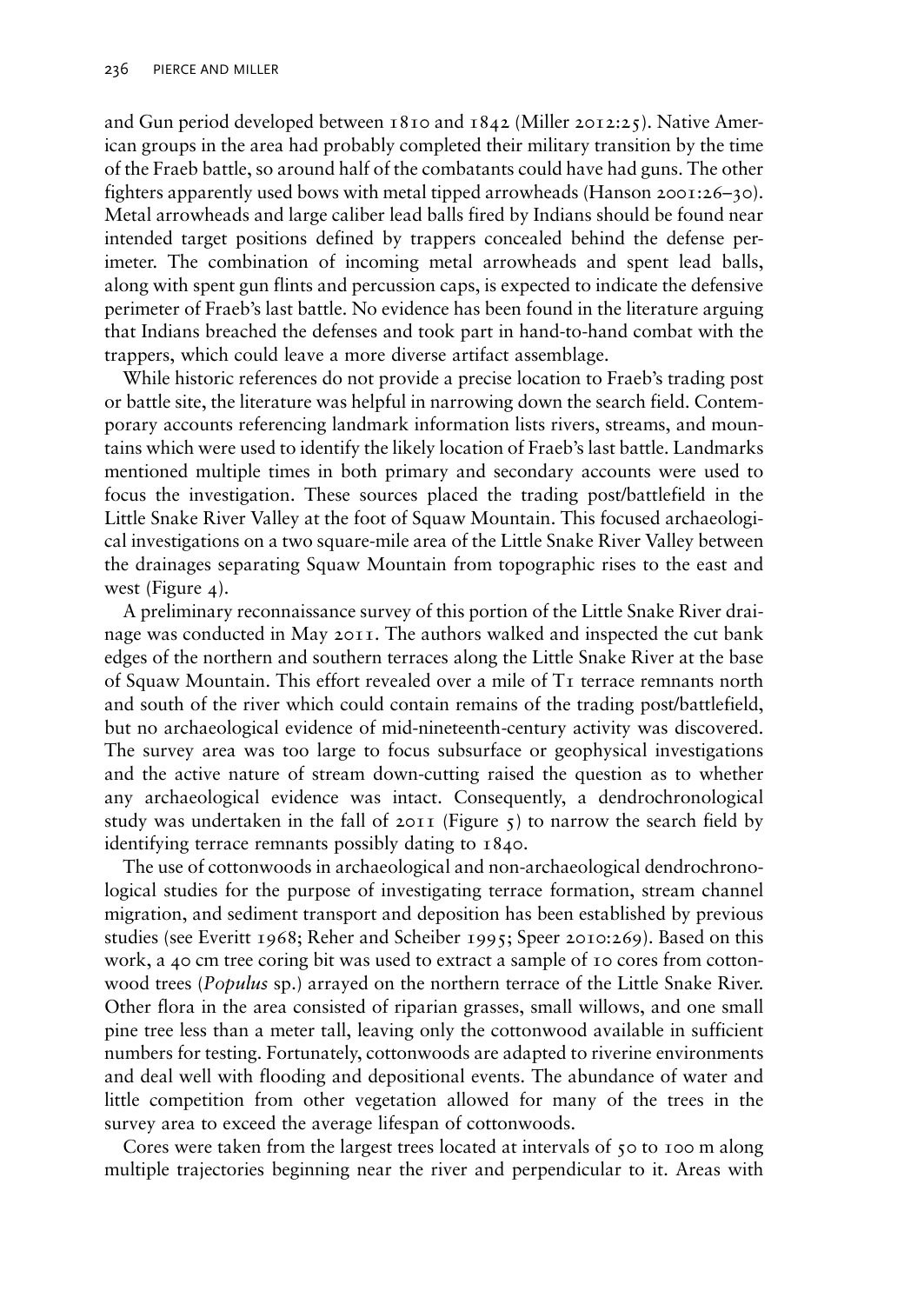and Gun period developed between 1810 and 1842 (Miller 2012:25). Native American groups in the area had probably completed their military transition by the time of the Fraeb battle, so around half of the combatants could have had guns. The other fighters apparently used bows with metal tipped arrowheads (Hanson 2001:26–30). Metal arrowheads and large caliber lead balls fired by Indians should be found near intended target positions defined by trappers concealed behind the defense perimeter. The combination of incoming metal arrowheads and spent lead balls, along with spent gun flints and percussion caps, is expected to indicate the defensive perimeter of Fraeb's last battle. No evidence has been found in the literature arguing that Indians breached the defenses and took part in hand-to-hand combat with the trappers, which could leave a more diverse artifact assemblage.

While historic references do not provide a precise location to Fraeb's trading post or battle site, the literature was helpful in narrowing down the search field. Contemporary accounts referencing landmark information lists rivers, streams, and mountains which were used to identify the likely location of Fraeb's last battle. Landmarks mentioned multiple times in both primary and secondary accounts were used to focus the investigation. These sources placed the trading post/battlefield in the Little Snake River Valley at the foot of Squaw Mountain. This focused archaeological investigations on a two square-mile area of the Little Snake River Valley between the drainages separating Squaw Mountain from topographic rises to the east and west (Figure 4).

A preliminary reconnaissance survey of this portion of the Little Snake River drainage was conducted in May 2011. The authors walked and inspected the cut bank edges of the northern and southern terraces along the Little Snake River at the base of Squaw Mountain. This effort revealed over a mile of T1 terrace remnants north and south of the river which could contain remains of the trading post/battlefield, but no archaeological evidence of mid-nineteenth-century activity was discovered. The survey area was too large to focus subsurface or geophysical investigations and the active nature of stream down-cutting raised the question as to whether any archaeological evidence was intact. Consequently, a dendrochronological study was undertaken in the fall of 2011 (Figure 5) to narrow the search field by identifying terrace remnants possibly dating to 1840.

The use of cottonwoods in archaeological and non-archaeological dendrochronological studies for the purpose of investigating terrace formation, stream channel migration, and sediment transport and deposition has been established by previous studies (see Everitt 1968; Reher and Scheiber 1995; Speer 2010:269). Based on this work, a 40 cm tree coring bit was used to extract a sample of 10 cores from cottonwood trees (*Populus* sp.) arrayed on the northern terrace of the Little Snake River. Other flora in the area consisted of riparian grasses, small willows, and one small pine tree less than a meter tall, leaving only the cottonwood available in sufficient numbers for testing. Fortunately, cottonwoods are adapted to riverine environments and deal well with flooding and depositional events. The abundance of water and little competition from other vegetation allowed for many of the trees in the survey area to exceed the average lifespan of cottonwoods.

Cores were taken from the largest trees located at intervals of 50 to 100 m along multiple trajectories beginning near the river and perpendicular to it. Areas with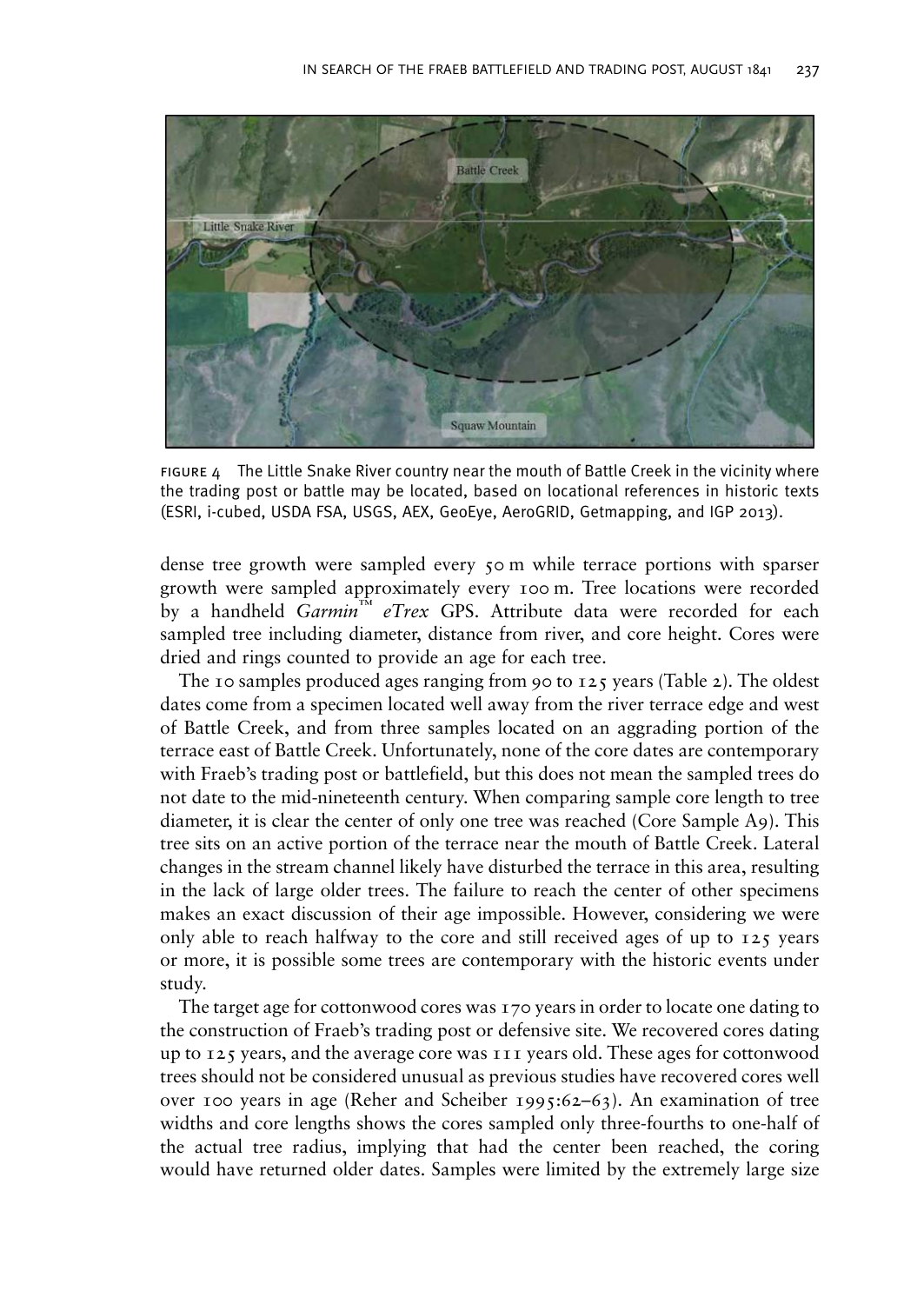FIGURE 4 The Little Snake River country near the mouth of Battle Creek in the vicinity where the trading post or battle may be located, based on locational references in historic texts (ESRI, i-cubed, USDA FSA, USGS, AEX, GeoEye, AeroGRID, Getmapping, and IGP 2013).

dense tree growth were sampled every 50 m while terrace portions with sparser growth were sampled approximately every 100 m. Tree locations were recorded by a handheld *Garmin*™ *eTrex* GPS. Attribute data were recorded for each sampled tree including diameter, distance from river, and core height. Cores were dried and rings counted to provide an age for each tree.

The 10 samples produced ages ranging from 90 to 125 years (Table 2). The oldest dates come from a specimen located well away from the river terrace edge and west of Battle Creek, and from three samples located on an aggrading portion of the terrace east of Battle Creek. Unfortunately, none of the core dates are contemporary with Fraeb's trading post or battlefield, but this does not mean the sampled trees do not date to the mid-nineteenth century. When comparing sample core length to tree diameter, it is clear the center of only one tree was reached (Core Sample A9). This tree sits on an active portion of the terrace near the mouth of Battle Creek. Lateral changes in the stream channel likely have disturbed the terrace in this area, resulting in the lack of large older trees. The failure to reach the center of other specimens makes an exact discussion of their age impossible. However, considering we were only able to reach halfway to the core and still received ages of up to 125 years or more, it is possible some trees are contemporary with the historic events under study.

The target age for cottonwood cores was 170 years in order to locate one dating to the construction of Fraeb's trading post or defensive site. We recovered cores dating up to 125 years, and the average core was 111 years old. These ages for cottonwood trees should not be considered unusual as previous studies have recovered cores well over 100 years in age (Reher and Scheiber 1995:62–63). An examination of tree widths and core lengths shows the cores sampled only three-fourths to one-half of the actual tree radius, implying that had the center been reached, the coring would have returned older dates. Samples were limited by the extremely large size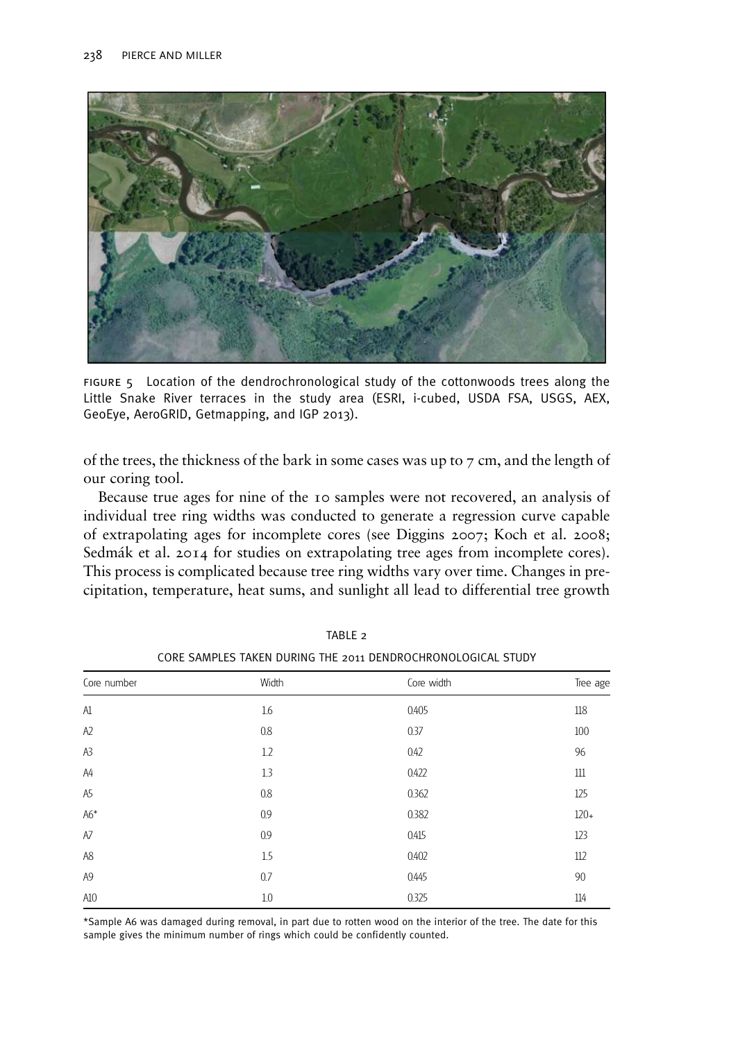FIGURE 5 Location of the dendrochronological study of the cottonwoods trees along the Little Snake River terraces in the study area (ESRI, i-cubed, USDA FSA, USGS, AEX, GeoEye, AeroGRID, Getmapping, and IGP 2013).

of the trees, the thickness of the bark in some cases was up to 7 cm, and the length of our coring tool.

Because true ages for nine of the 10 samples were not recovered, an analysis of individual tree ring widths was conducted to generate a regression curve capable of extrapolating ages for incomplete cores (see Diggins 2007; Koch et al. 2008; Sedmák et al. 2014 for studies on extrapolating tree ages from incomplete cores). This process is complicated because tree ring widths vary over time. Changes in precipitation, temperature, heat sums, and sunlight all lead to differential tree growth

TABLE 2

CORE SAMPLES TAKEN DURING THE 2011 DENDROCHRONOLOGICAL STUDY

| Core number | Width | Core width | Tree age |
|---|---|---|---|
| A1 | 1.6 | 0.405 | 118 |
| A2 | 0.8 | 0.37 | 100 |
| A3 | 1.2 | 0.42 | 96 |
| A4 | 1.3 | 0.422 | 111 |
| A5 | 0.8 | 0.362 | 125 |
| A6* | 0.9 | 0.382 | 120+ |
| A7 | 0.9 | 0.415 | 123 |
| A8 | 1.5 | 0.402 | 112 |
| A9 | 0.7 | 0.445 | 90 |
| A10 | 1.0 | 0.325 | 114 |

*Sample A6 was damaged during removal, in part due to rotten wood on the interior of the tree. The date for this sample gives the minimum number of rings which could be confidently counted.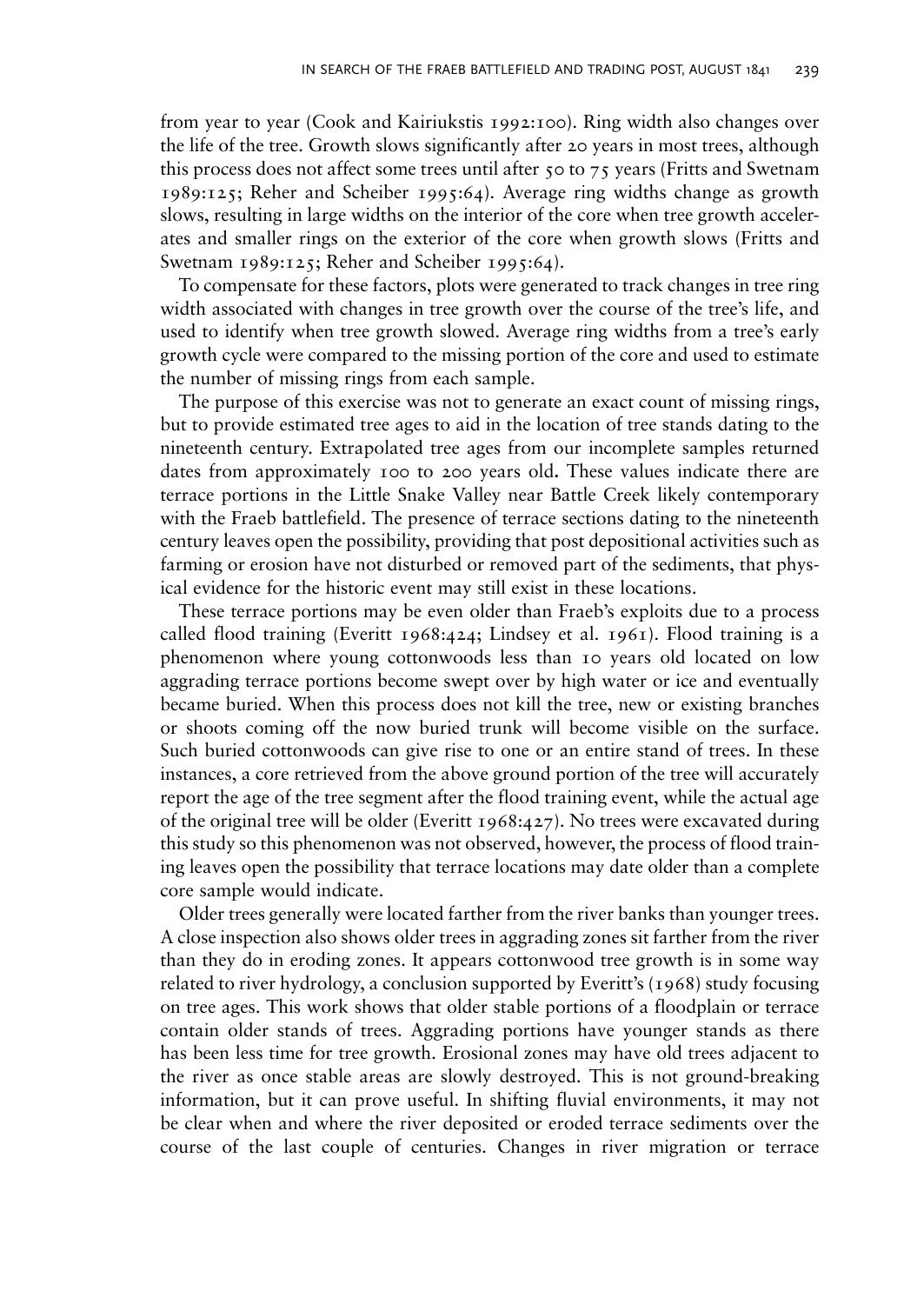from year to year (Cook and Kairiukstis 1992:100). Ring width also changes over the life of the tree. Growth slows significantly after 20 years in most trees, although this process does not affect some trees until after 50 to 75 years (Fritts and Swetnam 1989:125; Reher and Scheiber 1995:64). Average ring widths change as growth slows, resulting in large widths on the interior of the core when tree growth accelerates and smaller rings on the exterior of the core when growth slows (Fritts and Swetnam 1989:125; Reher and Scheiber 1995:64).

To compensate for these factors, plots were generated to track changes in tree ring width associated with changes in tree growth over the course of the tree's life, and used to identify when tree growth slowed. Average ring widths from a tree's early growth cycle were compared to the missing portion of the core and used to estimate the number of missing rings from each sample.

The purpose of this exercise was not to generate an exact count of missing rings, but to provide estimated tree ages to aid in the location of tree stands dating to the nineteenth century. Extrapolated tree ages from our incomplete samples returned dates from approximately 100 to 200 years old. These values indicate there are terrace portions in the Little Snake Valley near Battle Creek likely contemporary with the Fraeb battlefield. The presence of terrace sections dating to the nineteenth century leaves open the possibility, providing that post depositional activities such as farming or erosion have not disturbed or removed part of the sediments, that physical evidence for the historic event may still exist in these locations.

These terrace portions may be even older than Fraeb's exploits due to a process called flood training (Everitt 1968:424; Lindsey et al. 1961). Flood training is a phenomenon where young cottonwoods less than 10 years old located on low aggrading terrace portions become swept over by high water or ice and eventually became buried. When this process does not kill the tree, new or existing branches or shoots coming off the now buried trunk will become visible on the surface. Such buried cottonwoods can give rise to one or an entire stand of trees. In these instances, a core retrieved from the above ground portion of the tree will accurately report the age of the tree segment after the flood training event, while the actual age of the original tree will be older (Everitt 1968:427). No trees were excavated during this study so this phenomenon was not observed, however, the process of flood training leaves open the possibility that terrace locations may date older than a complete core sample would indicate.

Older trees generally were located farther from the river banks than younger trees. A close inspection also shows older trees in aggrading zones sit farther from the river than they do in eroding zones. It appears cottonwood tree growth is in some way related to river hydrology, a conclusion supported by Everitt's (1968) study focusing on tree ages. This work shows that older stable portions of a floodplain or terrace contain older stands of trees. Aggrading portions have younger stands as there has been less time for tree growth. Erosional zones may have old trees adjacent to the river as once stable areas are slowly destroyed. This is not ground-breaking information, but it can prove useful. In shifting fluvial environments, it may not be clear when and where the river deposited or eroded terrace sediments over the course of the last couple of centuries. Changes in river migration or terrace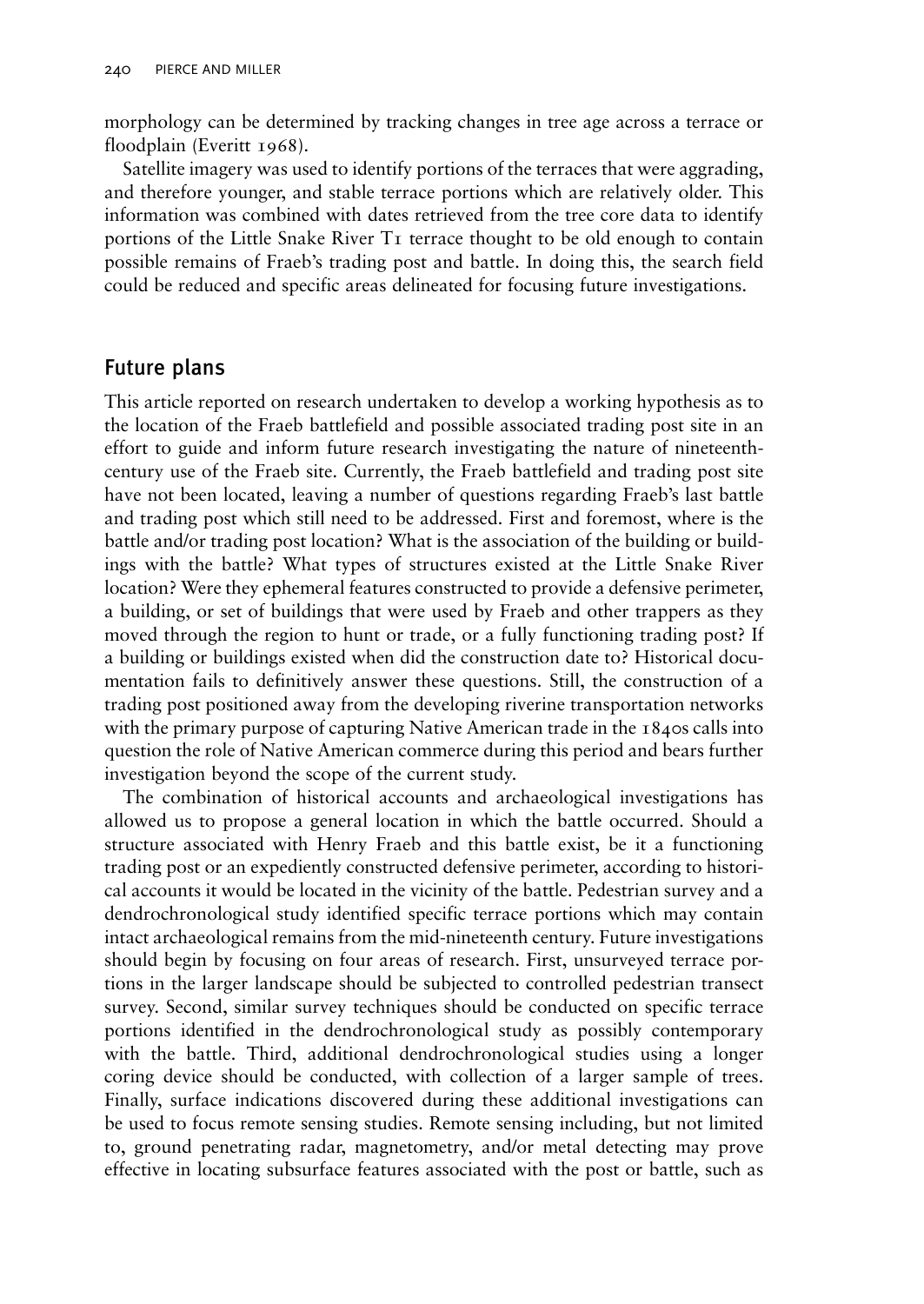morphology can be determined by tracking changes in tree age across a terrace or floodplain (Everitt 1968).

Satellite imagery was used to identify portions of the terraces that were aggrading, and therefore younger, and stable terrace portions which are relatively older. This information was combined with dates retrieved from the tree core data to identify portions of the Little Snake River T1 terrace thought to be old enough to contain possible remains of Fraeb's trading post and battle. In doing this, the search field could be reduced and specific areas delineated for focusing future investigations.

## Future plans

This article reported on research undertaken to develop a working hypothesis as to the location of the Fraeb battlefield and possible associated trading post site in an effort to guide and inform future research investigating the nature of nineteenth-century use of the Fraeb site. Currently, the Fraeb battlefield and trading post site have not been located, leaving a number of questions regarding Fraeb's last battle and trading post which still need to be addressed. First and foremost, where is the battle and/or trading post location? What is the association of the building or buildings with the battle? What types of structures existed at the Little Snake River location? Were they ephemeral features constructed to provide a defensive perimeter, a building, or set of buildings that were used by Fraeb and other trappers as they moved through the region to hunt or trade, or a fully functioning trading post? If a building or buildings existed when did the construction date to? Historical documentation fails to definitively answer these questions. Still, the construction of a trading post positioned away from the developing riverine transportation networks with the primary purpose of capturing Native American trade in the 1840s calls into question the role of Native American commerce during this period and bears further investigation beyond the scope of the current study.

The combination of historical accounts and archaeological investigations has allowed us to propose a general location in which the battle occurred. Should a structure associated with Henry Fraeb and this battle exist, be it a functioning trading post or an expediently constructed defensive perimeter, according to historical accounts it would be located in the vicinity of the battle. Pedestrian survey and a dendrochronological study identified specific terrace portions which may contain intact archaeological remains from the mid-nineteenth century. Future investigations should begin by focusing on four areas of research. First, unsurveyed terrace portions in the larger landscape should be subjected to controlled pedestrian transect survey. Second, similar survey techniques should be conducted on specific terrace portions identified in the dendrochronological study as possibly contemporary with the battle. Third, additional dendrochronological studies using a longer coring device should be conducted, with collection of a larger sample of trees. Finally, surface indications discovered during these additional investigations can be used to focus remote sensing studies. Remote sensing including, but not limited to, ground penetrating radar, magnetometry, and/or metal detecting may prove effective in locating subsurface features associated with the post or battle, such as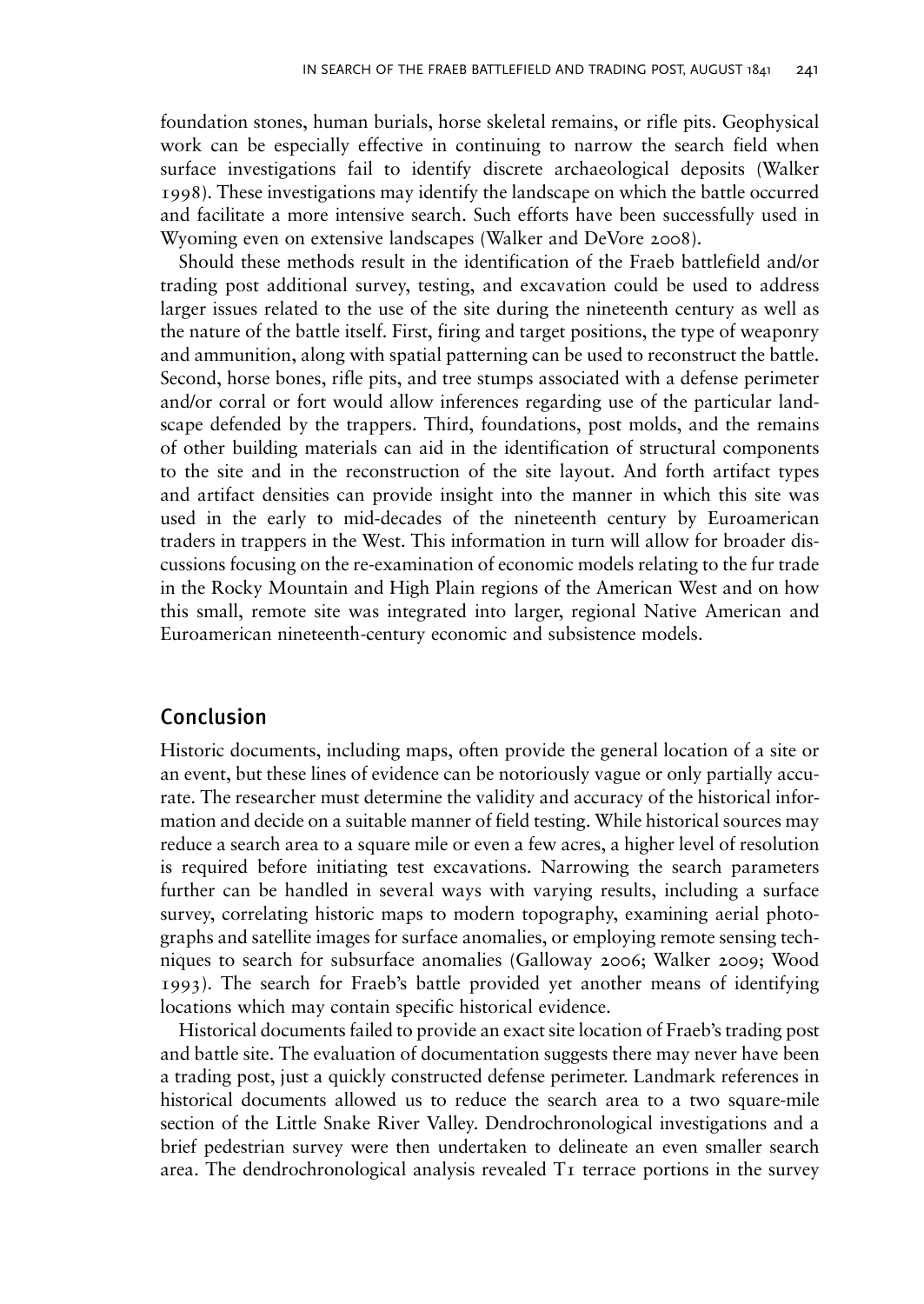foundation stones, human burials, horse skeletal remains, or rifle pits. Geophysical work can be especially effective in continuing to narrow the search field when surface investigations fail to identify discrete archaeological deposits (Walker 1998). These investigations may identify the landscape on which the battle occurred and facilitate a more intensive search. Such efforts have been successfully used in Wyoming even on extensive landscapes (Walker and DeVore 2008).

Should these methods result in the identification of the Fraeb battlefield and/or trading post additional survey, testing, and excavation could be used to address larger issues related to the use of the site during the nineteenth century as well as the nature of the battle itself. First, firing and target positions, the type of weaponry and ammunition, along with spatial patterning can be used to reconstruct the battle. Second, horse bones, rifle pits, and tree stumps associated with a defense perimeter and/or corral or fort would allow inferences regarding use of the particular landscape defended by the trappers. Third, foundations, post molds, and the remains of other building materials can aid in the identification of structural components to the site and in the reconstruction of the site layout. And forth artifact types and artifact densities can provide insight into the manner in which this site was used in the early to mid-decades of the nineteenth century by Euroamerican traders in trappers in the West. This information in turn will allow for broader discussions focusing on the re-examination of economic models relating to the fur trade in the Rocky Mountain and High Plain regions of the American West and on how this small, remote site was integrated into larger, regional Native American and Euroamerican nineteenth-century economic and subsistence models.

## Conclusion

Historic documents, including maps, often provide the general location of a site or an event, but these lines of evidence can be notoriously vague or only partially accurate. The researcher must determine the validity and accuracy of the historical information and decide on a suitable manner of field testing. While historical sources may reduce a search area to a square mile or even a few acres, a higher level of resolution is required before initiating test excavations. Narrowing the search parameters further can be handled in several ways with varying results, including a surface survey, correlating historic maps to modern topography, examining aerial photographs and satellite images for surface anomalies, or employing remote sensing techniques to search for subsurface anomalies (Galloway 2006; Walker 2009; Wood 1993). The search for Fraeb's battle provided yet another means of identifying locations which may contain specific historical evidence.

Historical documents failed to provide an exact site location of Fraeb's trading post and battle site. The evaluation of documentation suggests there may never have been a trading post, just a quickly constructed defense perimeter. Landmark references in historical documents allowed us to reduce the search area to a two square-mile section of the Little Snake River Valley. Dendrochronological investigations and a brief pedestrian survey were then undertaken to delineate an even smaller search area. The dendrochronological analysis revealed T1 terrace portions in the survey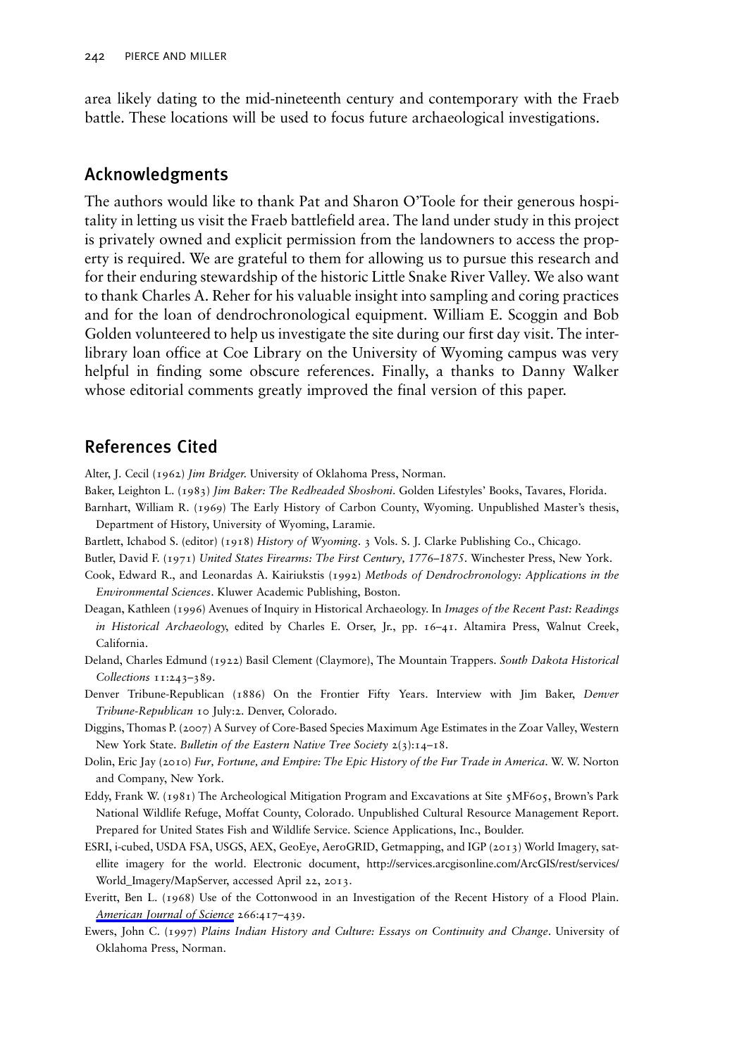area likely dating to the mid-nineteenth century and contemporary with the Fraeb battle. These locations will be used to focus future archaeological investigations.

## Acknowledgments

The authors would like to thank Pat and Sharon O'Toole for their generous hospitality in letting us visit the Fraeb battlefield area. The land under study in this project is privately owned and explicit permission from the landowners to access the property is required. We are grateful to them for allowing us to pursue this research and for their enduring stewardship of the historic Little Snake River Valley. We also want to thank Charles A. Reher for his valuable insight into sampling and coring practices and for the loan of dendrochronological equipment. William E. Scoggin and Bob Golden volunteered to help us investigate the site during our first day visit. The interlibrary loan office at Coe Library on the University of Wyoming campus was very helpful in finding some obscure references. Finally, a thanks to Danny Walker whose editorial comments greatly improved the final version of this paper.

## References Cited

Alter, J. Cecil (1962) *Jim Bridger*. University of Oklahoma Press, Norman.

Baker, Leighton L. (1983) *Jim Baker: The Redheaded Shoshoni*. Golden Lifestyles' Books, Tavares, Florida.

Barnhart, William R. (1969) The Early History of Carbon County, Wyoming. Unpublished Master's thesis, Department of History, University of Wyoming, Laramie.

Bartlett, Ichabod S. (editor) (1918) *History of Wyoming*. 3 Vols. S. J. Clarke Publishing Co., Chicago.

Butler, David F. (1971) *United States Firearms: The First Century, 1776–1875*. Winchester Press, New York.

Cook, Edward R., and Leonardas A. Kairiukstis (1992) *Methods of Dendrochronology: Applications in the Environmental Sciences*. Kluwer Academic Publishing, Boston.

Deagan, Kathleen (1996) Avenues of Inquiry in Historical Archaeology. In *Images of the Recent Past: Readings in Historical Archaeology*, edited by Charles E. Orser, Jr., pp. 16–41. Altamira Press, Walnut Creek, California.

Deland, Charles Edmund (1922) Basil Clement (Claymore), The Mountain Trappers. *South Dakota Historical Collections* 11:243–389.

Denver Tribune-Republican (1886) On the Frontier Fifty Years. Interview with Jim Baker, *Denver Tribune-Republican* 10 July:2. Denver, Colorado.

Diggins, Thomas P. (2007) A Survey of Core-Based Species Maximum Age Estimates in the Zoar Valley, Western New York State. *Bulletin of the Eastern Native Tree Society* 2(3):14–18.

Dolin, Eric Jay (2010) *Fur, Fortune, and Empire: The Epic History of the Fur Trade in America*. W. W. Norton and Company, New York.

Eddy, Frank W. (1981) The Archeological Mitigation Program and Excavations at Site 5MF605, Brown's Park National Wildlife Refuge, Moffat County, Colorado. Unpublished Cultural Resource Management Report. Prepared for United States Fish and Wildlife Service. Science Applications, Inc., Boulder.

ESRI, i-cubed, USDA FSA, USGS, AEX, GeoEye, AeroGRID, Getmapping, and IGP (2013) World Imagery, satellite imagery for the world. Electronic document, http://services.arcgisonline.com/ArcGIS/rest/services/World_Imagery/MapServer, accessed April 22, 2013.

Everitt, Ben L. (1968) Use of the Cottonwood in an Investigation of the Recent History of a Flood Plain. *American Journal of Science* 266:417–439.

Ewers, John C. (1997) *Plains Indian History and Culture: Essays on Continuity and Change*. University of Oklahoma Press, Norman.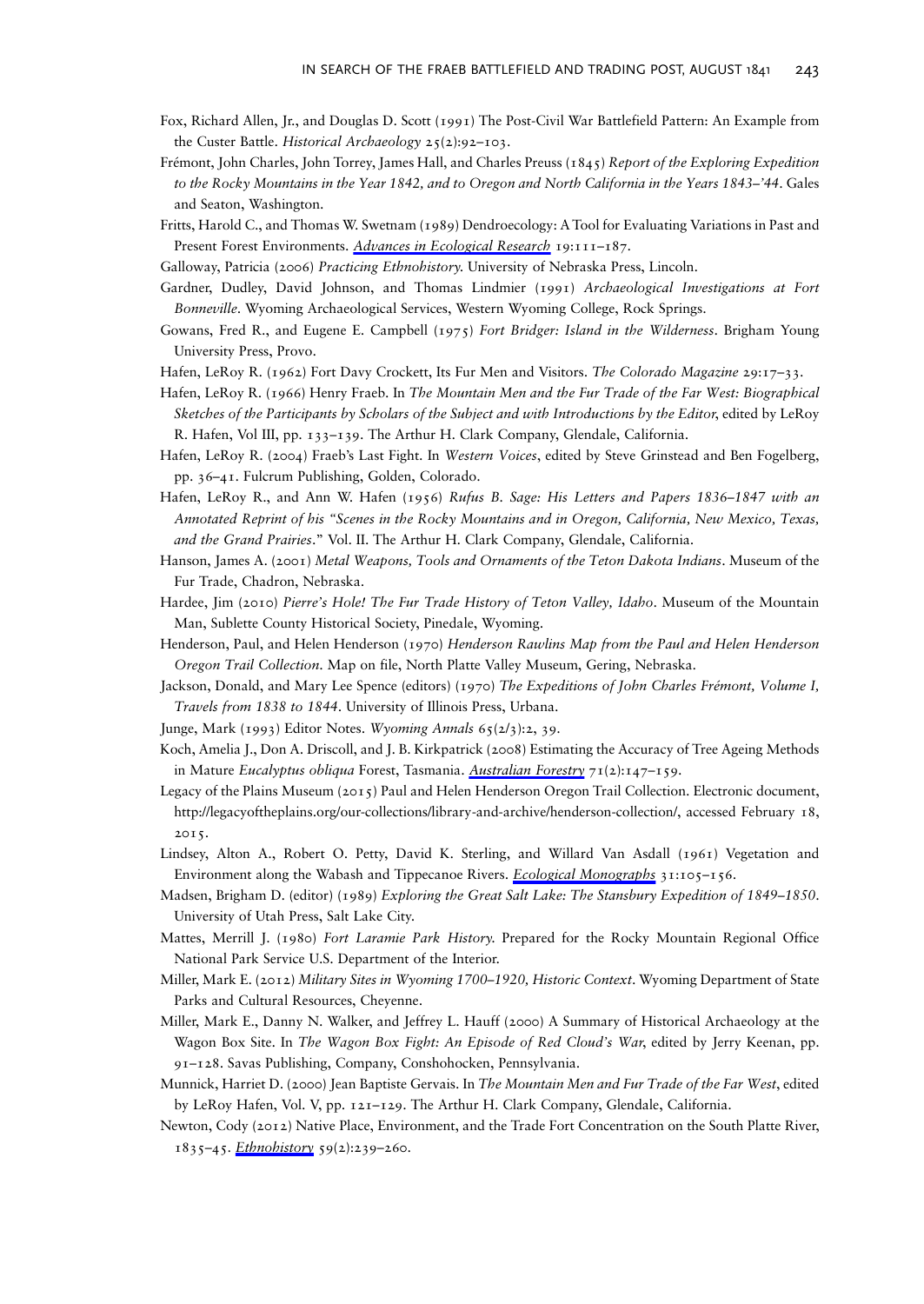Fox, Richard Allen, Jr., and Douglas D. Scott (1991) The Post-Civil War Battlefield Pattern: An Example from the Custer Battle. *Historical Archaeology* 25(2):92–103.

Frémont, John Charles, John Torrey, James Hall, and Charles Preuss (1845) *Report of the Exploring Expedition to the Rocky Mountains in the Year 1842, and to Oregon and North California in the Years 1843–'44*. Gales and Seaton, Washington.

Fritts, Harold C., and Thomas W. Swetnam (1989) Dendroecology: A Tool for Evaluating Variations in Past and Present Forest Environments. *Advances in Ecological Research* 19:111–187.

Galloway, Patricia (2006) *Practicing Ethnohistory*. University of Nebraska Press, Lincoln.

Gardner, Dudley, David Johnson, and Thomas Lindmier (1991) *Archaeological Investigations at Fort Bonneville*. Wyoming Archaeological Services, Western Wyoming College, Rock Springs.

Gowans, Fred R., and Eugene E. Campbell (1975) *Fort Bridger: Island in the Wilderness*. Brigham Young University Press, Provo.

Hafen, LeRoy R. (1962) Fort Davy Crockett, Its Fur Men and Visitors. *The Colorado Magazine* 29:17–33.

Hafen, LeRoy R. (1966) Henry Fraeb. In *The Mountain Men and the Fur Trade of the Far West: Biographical Sketches of the Participants by Scholars of the Subject and with Introductions by the Editor*, edited by LeRoy R. Hafen, Vol III, pp. 133–139. The Arthur H. Clark Company, Glendale, California.

Hafen, LeRoy R. (2004) Fraeb's Last Fight. In *Western Voices*, edited by Steve Grinstead and Ben Fogelberg, pp. 36–41. Fulcrum Publishing, Golden, Colorado.

Hafen, LeRoy R., and Ann W. Hafen (1956) *Rufus B. Sage: His Letters and Papers 1836–1847 with an Annotated Reprint of his "Scenes in the Rocky Mountains and in Oregon, California, New Mexico, Texas, and the Grand Prairies*." Vol. II. The Arthur H. Clark Company, Glendale, California.

Hanson, James A. (2001) *Metal Weapons, Tools and Ornaments of the Teton Dakota Indians*. Museum of the Fur Trade, Chadron, Nebraska.

Hardee, Jim (2010) *Pierre's Hole! The Fur Trade History of Teton Valley, Idaho*. Museum of the Mountain Man, Sublette County Historical Society, Pinedale, Wyoming.

Henderson, Paul, and Helen Henderson (1970) *Henderson Rawlins Map from the Paul and Helen Henderson Oregon Trail Collection*. Map on file, North Platte Valley Museum, Gering, Nebraska.

Jackson, Donald, and Mary Lee Spence (editors) (1970) *The Expeditions of John Charles Frémont, Volume I, Travels from 1838 to 1844*. University of Illinois Press, Urbana.

Junge, Mark (1993) Editor Notes. *Wyoming Annals* 65(2/3):2, 39.

Koch, Amelia J., Don A. Driscoll, and J. B. Kirkpatrick (2008) Estimating the Accuracy of Tree Ageing Methods in Mature *Eucalyptus obliqua* Forest, Tasmania. *Australian Forestry* 71(2):147–159.

Legacy of the Plains Museum (2015) Paul and Helen Henderson Oregon Trail Collection. Electronic document, http://legacyoftheplains.org/our-collections/library-and-archive/henderson-collection/, accessed February 18, 2015.

Lindsey, Alton A., Robert O. Petty, David K. Sterling, and Willard Van Asdall (1961) Vegetation and Environment along the Wabash and Tippecanoe Rivers. *Ecological Monographs* 31:105–156.

Madsen, Brigham D. (editor) (1989) *Exploring the Great Salt Lake: The Stansbury Expedition of 1849–1850*. University of Utah Press, Salt Lake City.

Mattes, Merrill J. (1980) *Fort Laramie Park History*. Prepared for the Rocky Mountain Regional Office National Park Service U.S. Department of the Interior.

Miller, Mark E. (2012) *Military Sites in Wyoming 1700–1920, Historic Context*. Wyoming Department of State Parks and Cultural Resources, Cheyenne.

Miller, Mark E., Danny N. Walker, and Jeffrey L. Hauff (2000) A Summary of Historical Archaeology at the Wagon Box Site. In *The Wagon Box Fight: An Episode of Red Cloud's War*, edited by Jerry Keenan, pp. 91–128. Savas Publishing, Company, Conshohocken, Pennsylvania.

Munnick, Harriet D. (2000) Jean Baptiste Gervais. In *The Mountain Men and Fur Trade of the Far West*, edited by LeRoy Hafen, Vol. V, pp. 121–129. The Arthur H. Clark Company, Glendale, California.

Newton, Cody (2012) Native Place, Environment, and the Trade Fort Concentration on the South Platte River, 1835–45. *Ethnohistory* 59(2):239–260.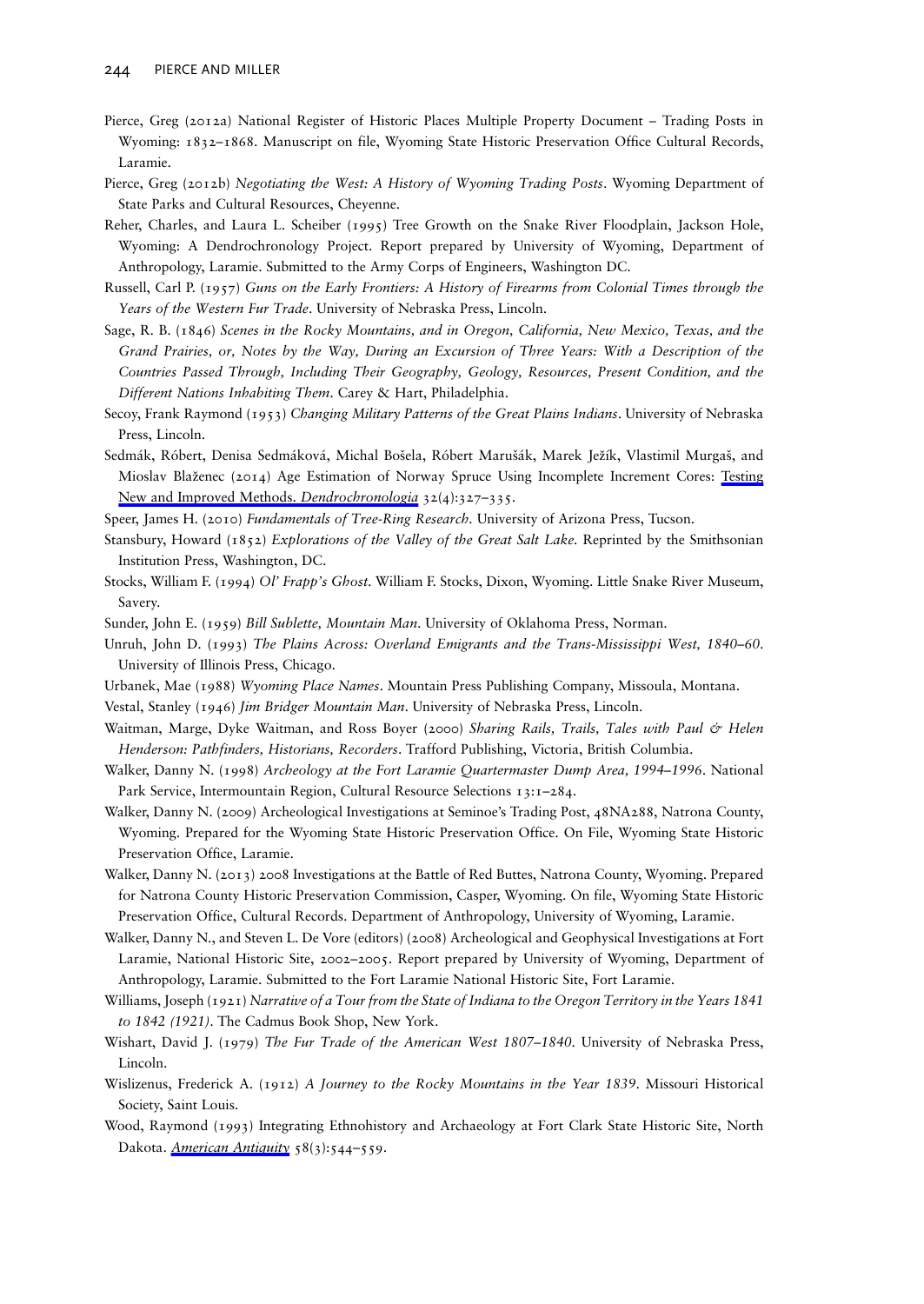Pierce, Greg (2012a) National Register of Historic Places Multiple Property Document – Trading Posts in Wyoming: 1832–1868. Manuscript on file, Wyoming State Historic Preservation Office Cultural Records, Laramie.

Pierce, Greg (2012b) *Negotiating the West: A History of Wyoming Trading Posts*. Wyoming Department of State Parks and Cultural Resources, Cheyenne.

Reher, Charles, and Laura L. Scheiber (1995) Tree Growth on the Snake River Floodplain, Jackson Hole, Wyoming: A Dendrochronology Project. Report prepared by University of Wyoming, Department of Anthropology, Laramie. Submitted to the Army Corps of Engineers, Washington DC.

Russell, Carl P. (1957) *Guns on the Early Frontiers: A History of Firearms from Colonial Times through the Years of the Western Fur Trade*. University of Nebraska Press, Lincoln.

Sage, R. B. (1846) *Scenes in the Rocky Mountains, and in Oregon, California, New Mexico, Texas, and the Grand Prairies, or, Notes by the Way, During an Excursion of Three Years: With a Description of the Countries Passed Through, Including Their Geography, Geology, Resources, Present Condition, and the Different Nations Inhabiting Them*. Carey & Hart, Philadelphia.

Secoy, Frank Raymond (1953) *Changing Military Patterns of the Great Plains Indians*. University of Nebraska Press, Lincoln.

Sedmák, Róbert, Denisa Sedmáková, Michal Bošela, Róbert Marušák, Marek Ježík, Vlastimil Murgaš, and Mioslav Blaženec (2014) Age Estimation of Norway Spruce Using Incomplete Increment Cores: Testing New and Improved Methods. *Dendrochronologia* 32(4):327–335.

Speer, James H. (2010) *Fundamentals of Tree-Ring Research*. University of Arizona Press, Tucson.

Stansbury, Howard (1852) *Explorations of the Valley of the Great Salt Lake*. Reprinted by the Smithsonian Institution Press, Washington, DC.

Stocks, William F. (1994) *Ol' Frapp's Ghost*. William F. Stocks, Dixon, Wyoming. Little Snake River Museum, Savery.

Sunder, John E. (1959) *Bill Sublette, Mountain Man*. University of Oklahoma Press, Norman.

Unruh, John D. (1993) *The Plains Across: Overland Emigrants and the Trans-Mississippi West, 1840–60*. University of Illinois Press, Chicago.

Urbanek, Mae (1988) *Wyoming Place Names*. Mountain Press Publishing Company, Missoula, Montana.

Vestal, Stanley (1946) *Jim Bridger Mountain Man*. University of Nebraska Press, Lincoln.

Waitman, Marge, Dyke Waitman, and Ross Boyer (2000) *Sharing Rails, Trails, Tales with Paul & Helen Henderson: Pathfinders, Historians, Recorders*. Trafford Publishing, Victoria, British Columbia.

Walker, Danny N. (1998) *Archeology at the Fort Laramie Quartermaster Dump Area, 1994–1996*. National Park Service, Intermountain Region, Cultural Resource Selections 13:1–284.

Walker, Danny N. (2009) Archeological Investigations at Seminoe's Trading Post, 48NA288, Natrona County, Wyoming. Prepared for the Wyoming State Historic Preservation Office. On File, Wyoming State Historic Preservation Office, Laramie.

Walker, Danny N. (2013) 2008 Investigations at the Battle of Red Buttes, Natrona County, Wyoming. Prepared for Natrona County Historic Preservation Commission, Casper, Wyoming. On file, Wyoming State Historic Preservation Office, Cultural Records. Department of Anthropology, University of Wyoming, Laramie.

Walker, Danny N., and Steven L. De Vore (editors) (2008) Archeological and Geophysical Investigations at Fort Laramie, National Historic Site, 2002–2005. Report prepared by University of Wyoming, Department of Anthropology, Laramie. Submitted to the Fort Laramie National Historic Site, Fort Laramie.

Williams, Joseph (1921) *Narrative of a Tour from the State of Indiana to the Oregon Territory in the Years 1841 to 1842 (1921)*. The Cadmus Book Shop, New York.

Wishart, David J. (1979) *The Fur Trade of the American West 1807–1840*. University of Nebraska Press, Lincoln.

Wislizenus, Frederick A. (1912) *A Journey to the Rocky Mountains in the Year 1839*. Missouri Historical Society, Saint Louis.

Wood, Raymond (1993) Integrating Ethnohistory and Archaeology at Fort Clark State Historic Site, North Dakota. *American Antiquity* 58(3):544–559.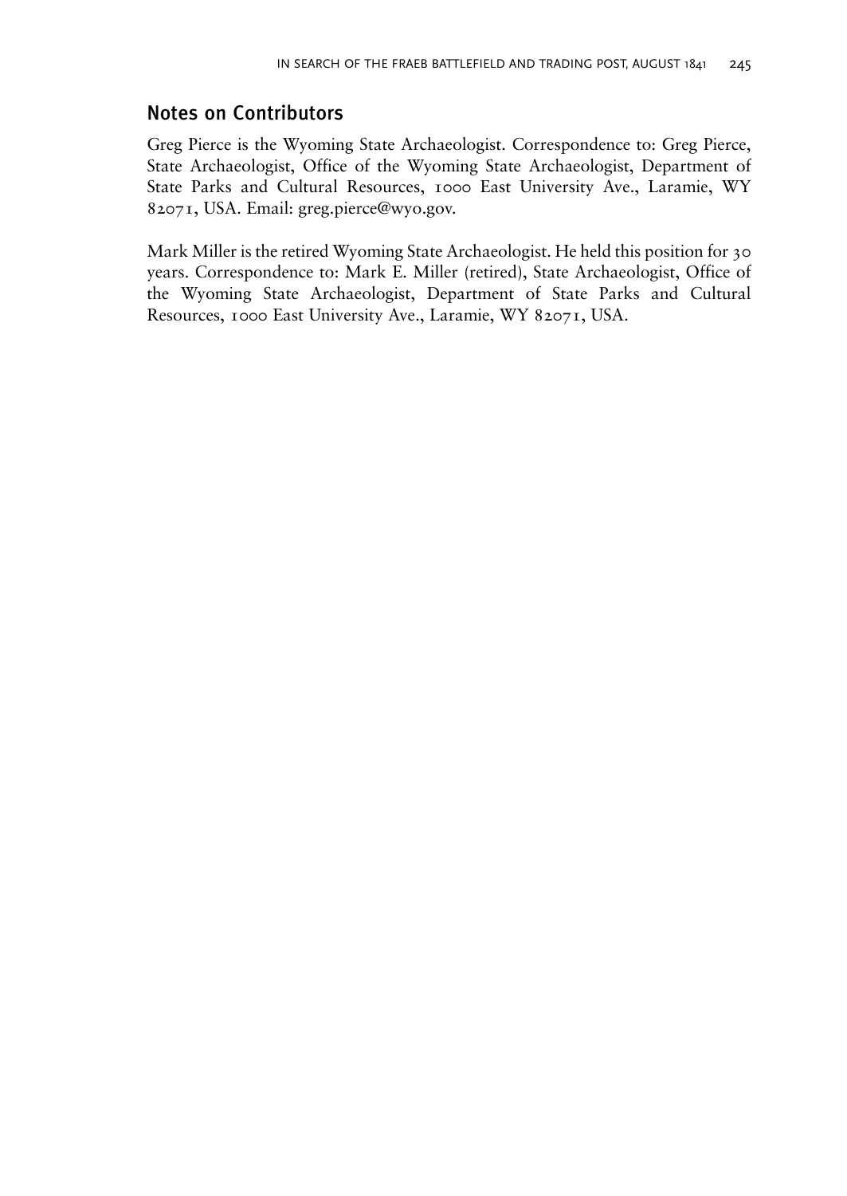## Notes on Contributors

Greg Pierce is the Wyoming State Archaeologist. Correspondence to: Greg Pierce, State Archaeologist, Office of the Wyoming State Archaeologist, Department of State Parks and Cultural Resources, 1000 East University Ave., Laramie, WY 82071, USA. Email: greg.pierce@wyo.gov.

Mark Miller is the retired Wyoming State Archaeologist. He held this position for 30 years. Correspondence to: Mark E. Miller (retired), State Archaeologist, Office of the Wyoming State Archaeologist, Department of State Parks and Cultural Resources, 1000 East University Ave., Laramie, WY 82071, USA.